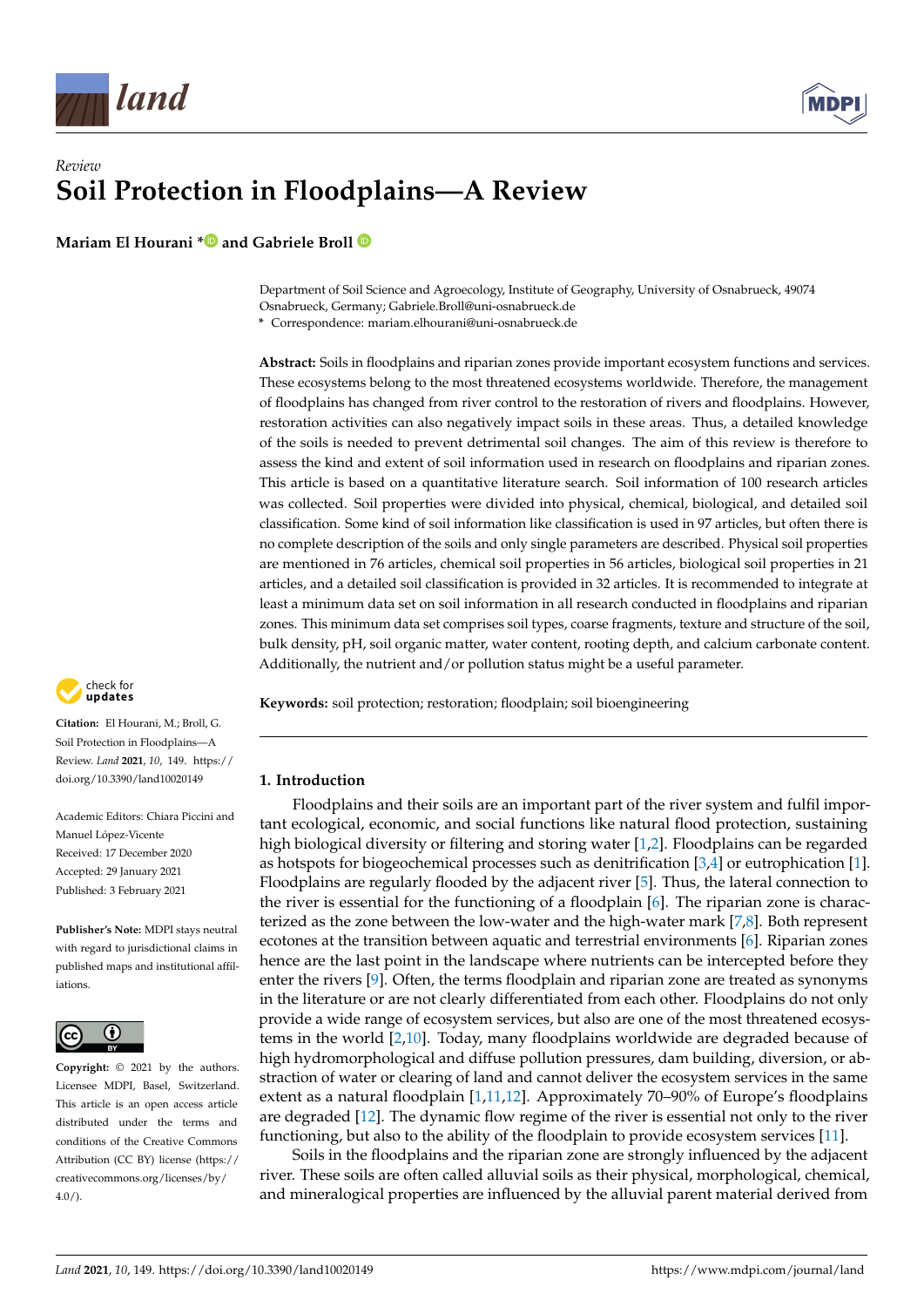*Review*

# Soil Protection in Floodplains—A Review

**Mariam El Hourani * and Gabriele Broll**

Department of Soil Science and Agroecology, Institute of Geography, University of Osnabrueck, 49074 Osnabrueck, Germany; Gabriele.Broll@uni-osnabrueck.de

\* Correspondence: mariam.elhourani@uni-osnabrueck.de

**Abstract:** Soils in floodplains and riparian zones provide important ecosystem functions and services. These ecosystems belong to the most threatened ecosystems worldwide. Therefore, the management of floodplains has changed from river control to the restoration of rivers and floodplains. However, restoration activities can also negatively impact soils in these areas. Thus, a detailed knowledge of the soils is needed to prevent detrimental soil changes. The aim of this review is therefore to assess the kind and extent of soil information used in research on floodplains and riparian zones. This article is based on a quantitative literature search. Soil information of 100 research articles was collected. Soil properties were divided into physical, chemical, biological, and detailed soil classification. Some kind of soil information like classification is used in 97 articles, but often there is no complete description of the soils and only single parameters are described. Physical soil properties are mentioned in 76 articles, chemical soil properties in 56 articles, biological soil properties in 21 articles, and a detailed soil classification is provided in 32 articles. It is recommended to integrate at least a minimum data set on soil information in all research conducted in floodplains and riparian zones. This minimum data set comprises soil types, coarse fragments, texture and structure of the soil, bulk density, pH, soil organic matter, water content, rooting depth, and calcium carbonate content. Additionally, the nutrient and/or pollution status might be a useful parameter.

**Keywords:** soil protection; restoration; floodplain; soil bioengineering

**Citation:** El Hourani, M.; Broll, G. Soil Protection in Floodplains—A Review. *Land* **2021**, *10*, 149. https://doi.org/10.3390/land10020149

Academic Editors: Chiara Piccini and Manuel López-Vicente

Received: 17 December 2020
Accepted: 29 January 2021
Published: 3 February 2021

**Publisher's Note:** MDPI stays neutral with regard to jurisdictional claims in published maps and institutional affiliations.

**Copyright:** © 2021 by the authors. Licensee MDPI, Basel, Switzerland. This article is an open access article distributed under the terms and conditions of the Creative Commons Attribution (CC BY) license (https://creativecommons.org/licenses/by/4.0/).

## 1. Introduction

Floodplains and their soils are an important part of the river system and fulfil important ecological, economic, and social functions like natural flood protection, sustaining high biological diversity or filtering and storing water [1,2]. Floodplains can be regarded as hotspots for biogeochemical processes such as denitrification [3,4] or eutrophication [1]. Floodplains are regularly flooded by the adjacent river [5]. Thus, the lateral connection to the river is essential for the functioning of a floodplain [6]. The riparian zone is characterized as the zone between the low-water and the high-water mark [7,8]. Both represent ecotones at the transition between aquatic and terrestrial environments [6]. Riparian zones hence are the last point in the landscape where nutrients can be intercepted before they enter the rivers [9]. Often, the terms floodplain and riparian zone are treated as synonyms in the literature or are not clearly differentiated from each other. Floodplains do not only provide a wide range of ecosystem services, but also are one of the most threatened ecosystems in the world [2,10]. Today, many floodplains worldwide are degraded because of high hydromorphological and diffuse pollution pressures, dam building, diversion, or abstraction of water or clearing of land and cannot deliver the ecosystem services in the same extent as a natural floodplain [1,11,12]. Approximately 70–90% of Europe's floodplains are degraded [12]. The dynamic flow regime of the river is essential not only to the river functioning, but also to the ability of the floodplain to provide ecosystem services [11].

Soils in the floodplains and the riparian zone are strongly influenced by the adjacent river. These soils are often called alluvial soils as their physical, morphological, chemical, and mineralogical properties are influenced by the alluvial parent material derived from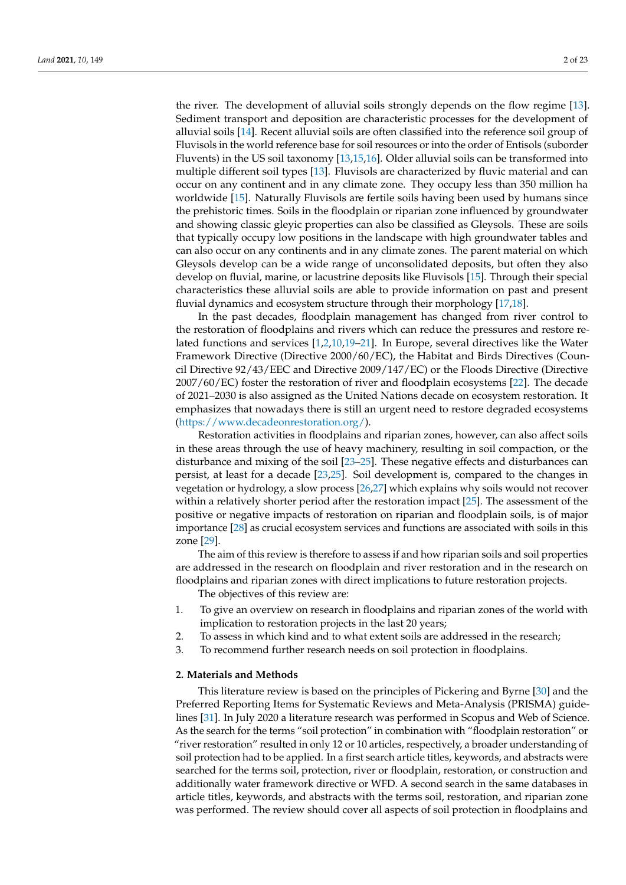the river. The development of alluvial soils strongly depends on the flow regime [13]. Sediment transport and deposition are characteristic processes for the development of alluvial soils [14]. Recent alluvial soils are often classified into the reference soil group of Fluvisols in the world reference base for soil resources or into the order of Entisols (suborder Fluvents) in the US soil taxonomy [13,15,16]. Older alluvial soils can be transformed into multiple different soil types [13]. Fluvisols are characterized by fluvic material and can occur on any continent and in any climate zone. They occupy less than 350 million ha worldwide [15]. Naturally Fluvisols are fertile soils having been used by humans since the prehistoric times. Soils in the floodplain or riparian zone influenced by groundwater and showing classic gleyic properties can also be classified as Gleysols. These are soils that typically occupy low positions in the landscape with high groundwater tables and can also occur on any continents and in any climate zones. The parent material on which Gleysols develop can be a wide range of unconsolidated deposits, but often they also develop on fluvial, marine, or lacustrine deposits like Fluvisols [15]. Through their special characteristics these alluvial soils are able to provide information on past and present fluvial dynamics and ecosystem structure through their morphology [17,18].

In the past decades, floodplain management has changed from river control to the restoration of floodplains and rivers which can reduce the pressures and restore related functions and services [1,2,10,19–21]. In Europe, several directives like the Water Framework Directive (Directive 2000/60/EC), the Habitat and Birds Directives (Council Directive 92/43/EEC and Directive 2009/147/EC) or the Floods Directive (Directive 2007/60/EC) foster the restoration of river and floodplain ecosystems [22]. The decade of 2021–2030 is also assigned as the United Nations decade on ecosystem restoration. It emphasizes that nowadays there is still an urgent need to restore degraded ecosystems (https://www.decadeonrestoration.org/).

Restoration activities in floodplains and riparian zones, however, can also affect soils in these areas through the use of heavy machinery, resulting in soil compaction, or the disturbance and mixing of the soil [23–25]. These negative effects and disturbances can persist, at least for a decade [23,25]. Soil development is, compared to the changes in vegetation or hydrology, a slow process [26,27] which explains why soils would not recover within a relatively shorter period after the restoration impact [25]. The assessment of the positive or negative impacts of restoration on riparian and floodplain soils, is of major importance [28] as crucial ecosystem services and functions are associated with soils in this zone [29].

The aim of this review is therefore to assess if and how riparian soils and soil properties are addressed in the research on floodplain and river restoration and in the research on floodplains and riparian zones with direct implications to future restoration projects.

The objectives of this review are:

1. To give an overview on research in floodplains and riparian zones of the world with implication to restoration projects in the last 20 years;
2. To assess in which kind and to what extent soils are addressed in the research;
3. To recommend further research needs on soil protection in floodplains.

## 2. Materials and Methods

This literature review is based on the principles of Pickering and Byrne [30] and the Preferred Reporting Items for Systematic Reviews and Meta-Analysis (PRISMA) guidelines [31]. In July 2020 a literature research was performed in Scopus and Web of Science. As the search for the terms "soil protection" in combination with "floodplain restoration" or "river restoration" resulted in only 12 or 10 articles, respectively, a broader understanding of soil protection had to be applied. In a first search article titles, keywords, and abstracts were searched for the terms soil, protection, river or floodplain, restoration, or construction and additionally water framework directive or WFD. A second search in the same databases in article titles, keywords, and abstracts with the terms soil, restoration, and riparian zone was performed. The review should cover all aspects of soil protection in floodplains and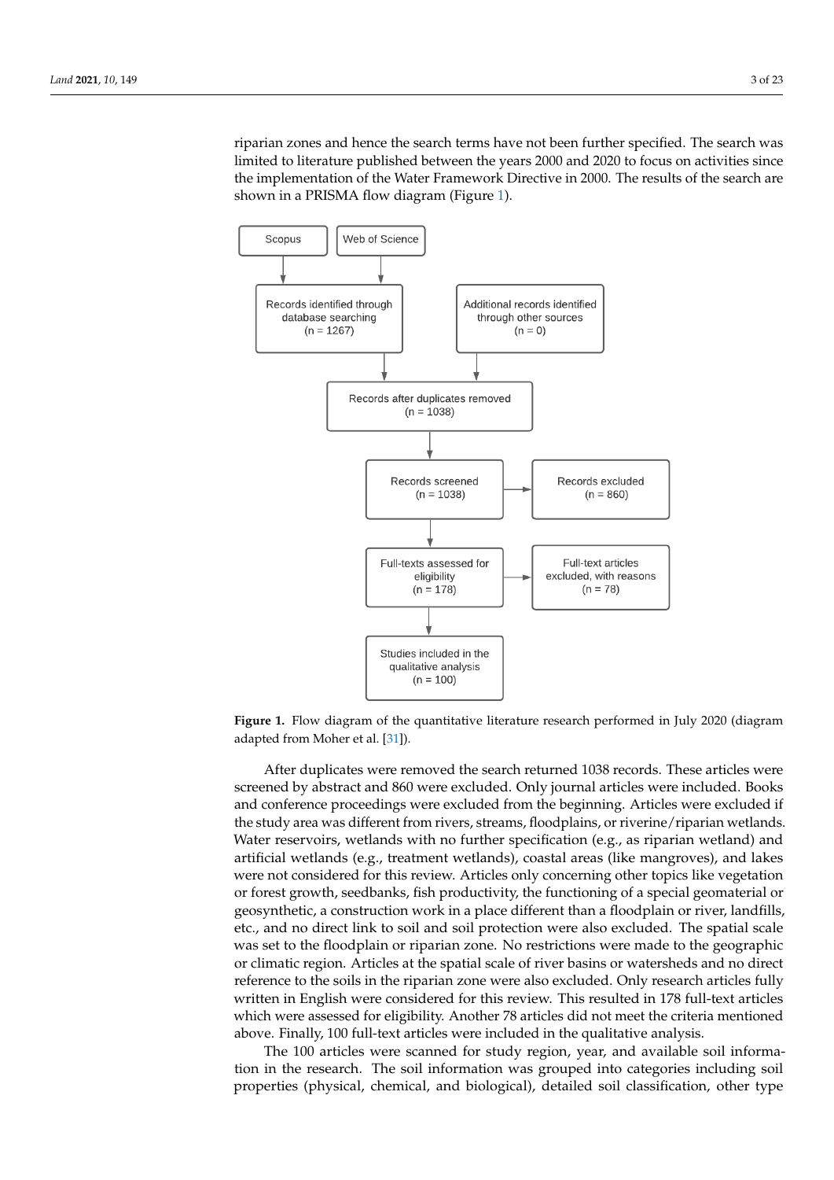riparian zones and hence the search terms have not been further specified. The search was limited to literature published between the years 2000 and 2020 to focus on activities since the implementation of the Water Framework Directive in 2000. The results of the search are shown in a PRISMA flow diagram (Figure 1).

Scopus

Web of Science

Records identified through database searching (n = 1267)

Additional records identified through other sources (n = 0)

Records after duplicates removed (n = 1038)

Records screened (n = 1038)

Records excluded (n = 860)

Full-texts assessed for eligibility (n = 178)

Full-text articles excluded, with reasons (n = 78)

Studies included in the qualitative analysis (n = 100)

**Figure 1.** Flow diagram of the quantitative literature research performed in July 2020 (diagram adapted from Moher et al. [31]).

After duplicates were removed the search returned 1038 records. These articles were screened by abstract and 860 were excluded. Only journal articles were included. Books and conference proceedings were excluded from the beginning. Articles were excluded if the study area was different from rivers, streams, floodplains, or riverine/riparian wetlands. Water reservoirs, wetlands with no further specification (e.g., as riparian wetland) and artificial wetlands (e.g., treatment wetlands), coastal areas (like mangroves), and lakes were not considered for this review. Articles only concerning other topics like vegetation or forest growth, seedbanks, fish productivity, the functioning of a special geomaterial or geosynthetic, a construction work in a place different than a floodplain or river, landfills, etc., and no direct link to soil and soil protection were also excluded. The spatial scale was set to the floodplain or riparian zone. No restrictions were made to the geographic or climatic region. Articles at the spatial scale of river basins or watersheds and no direct reference to the soils in the riparian zone were also excluded. Only research articles fully written in English were considered for this review. This resulted in 178 full-text articles which were assessed for eligibility. Another 78 articles did not meet the criteria mentioned above. Finally, 100 full-text articles were included in the qualitative analysis.

The 100 articles were scanned for study region, year, and available soil information in the research. The soil information was grouped into categories including soil properties (physical, chemical, and biological), detailed soil classification, other type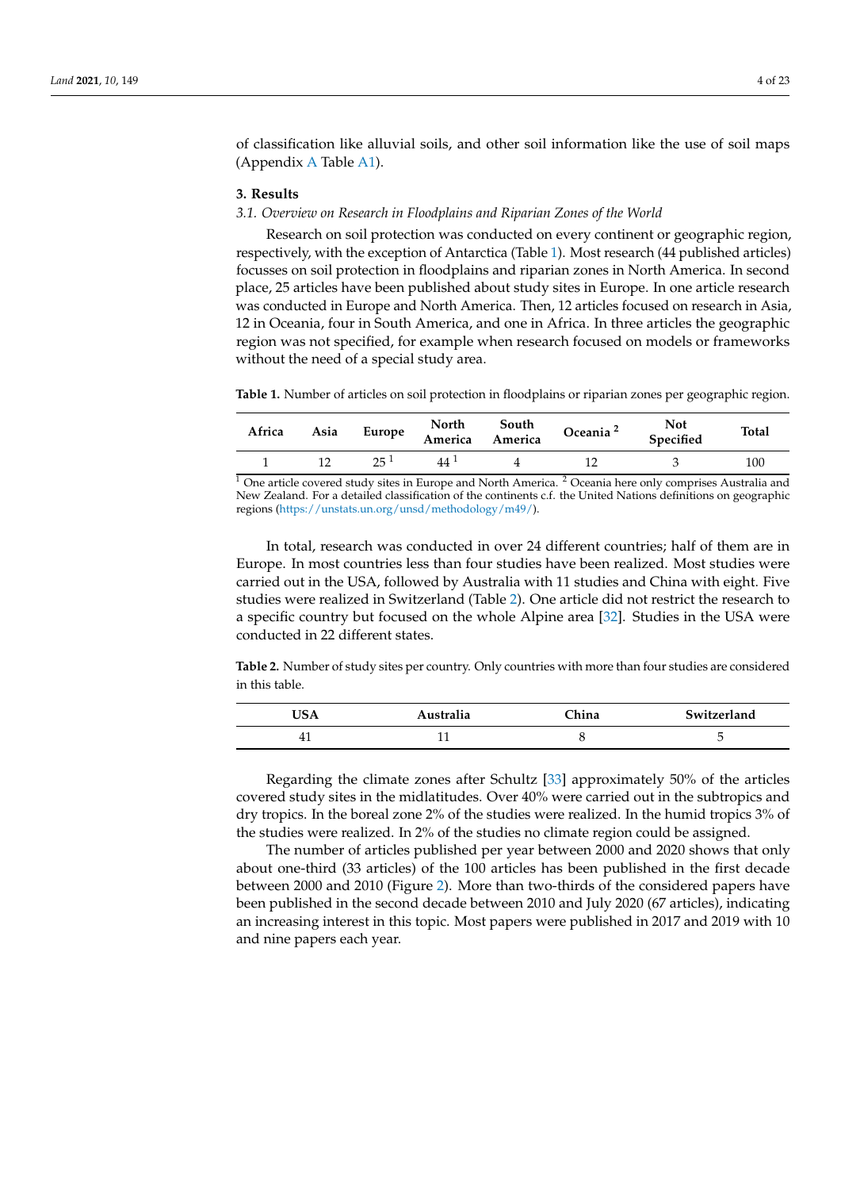of classification like alluvial soils, and other soil information like the use of soil maps (Appendix A Table A1).

## 3. Results

### *3.1. Overview on Research in Floodplains and Riparian Zones of the World*

Research on soil protection was conducted on every continent or geographic region, respectively, with the exception of Antarctica (Table 1). Most research (44 published articles) focusses on soil protection in floodplains and riparian zones in North America. In second place, 25 articles have been published about study sites in Europe. In one article research was conducted in Europe and North America. Then, 12 articles focused on research in Asia, 12 in Oceania, four in South America, and one in Africa. In three articles the geographic region was not specified, for example when research focused on models or frameworks without the need of a special study area.

**Table 1.** Number of articles on soil protection in floodplains or riparian zones per geographic region.

| Africa | Asia | Europe | North America | South America | Oceania [2] | Not Specified | Total |
|---|---|---|---|---|---|---|---|
| 1 | 12 | 25 [1] | 44 [1] | 4 | 12 | 3 | 100 |

[1] One article covered study sites in Europe and North America. [2] Oceania here only comprises Australia and New Zealand. For a detailed classification of the continents c.f. the United Nations definitions on geographic regions (https://unstats.un.org/unsd/methodology/m49/).

In total, research was conducted in over 24 different countries; half of them are in Europe. In most countries less than four studies have been realized. Most studies were carried out in the USA, followed by Australia with 11 studies and China with eight. Five studies were realized in Switzerland (Table 2). One article did not restrict the research to a specific country but focused on the whole Alpine area [32]. Studies in the USA were conducted in 22 different states.

**Table 2.** Number of study sites per country. Only countries with more than four studies are considered in this table.

| USA | Australia | China | Switzerland |
|---|---|---|---|
| 41 | 11 | 8 | 5 |

Regarding the climate zones after Schultz [33] approximately 50% of the articles covered study sites in the midlatitudes. Over 40% were carried out in the subtropics and dry tropics. In the boreal zone 2% of the studies were realized. In the humid tropics 3% of the studies were realized. In 2% of the studies no climate region could be assigned.

The number of articles published per year between 2000 and 2020 shows that only about one-third (33 articles) of the 100 articles has been published in the first decade between 2000 and 2010 (Figure 2). More than two-thirds of the considered papers have been published in the second decade between 2010 and July 2020 (67 articles), indicating an increasing interest in this topic. Most papers were published in 2017 and 2019 with 10 and nine papers each year.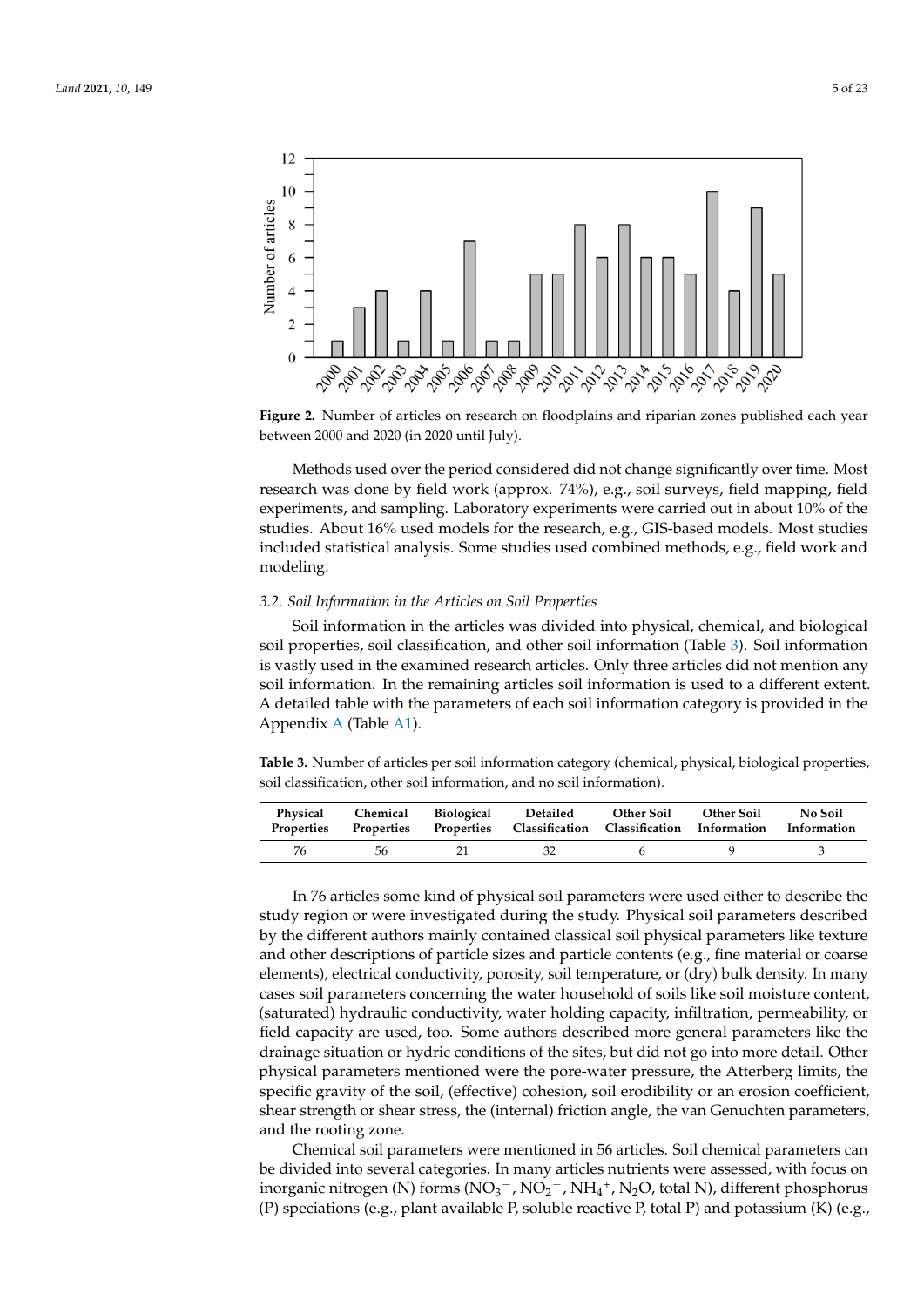**Figure 2.** Number of articles on research on floodplains and riparian zones published each year between 2000 and 2020 (in 2020 until July).

Methods used over the period considered did not change significantly over time. Most research was done by field work (approx. 74%), e.g., soil surveys, field mapping, field experiments, and sampling. Laboratory experiments were carried out in about 10% of the studies. About 16% used models for the research, e.g., GIS-based models. Most studies included statistical analysis. Some studies used combined methods, e.g., field work and modeling.

### *3.2. Soil Information in the Articles on Soil Properties*

Soil information in the articles was divided into physical, chemical, and biological soil properties, soil classification, and other soil information (Table 3). Soil information is vastly used in the examined research articles. Only three articles did not mention any soil information. In the remaining articles soil information is used to a different extent. A detailed table with the parameters of each soil information category is provided in the Appendix A (Table A1).

**Table 3.** Number of articles per soil information category (chemical, physical, biological properties, soil classification, other soil information, and no soil information).

| Physical Properties | Chemical Properties | Biological Properties | Detailed Classification | Other Soil Classification | Other Soil Information | No Soil Information |
|---|---|---|---|---|---|---|
| 76 | 56 | 21 | 32 | 6 | 9 | 3 |

In 76 articles some kind of physical soil parameters were used either to describe the study region or were investigated during the study. Physical soil parameters described by the different authors mainly contained classical soil physical parameters like texture and other descriptions of particle sizes and particle contents (e.g., fine material or coarse elements), electrical conductivity, porosity, soil temperature, or (dry) bulk density. In many cases soil parameters concerning the water household of soils like soil moisture content, (saturated) hydraulic conductivity, water holding capacity, infiltration, permeability, or field capacity are used, too. Some authors described more general parameters like the drainage situation or hydric conditions of the sites, but did not go into more detail. Other physical parameters mentioned were the pore-water pressure, the Atterberg limits, the specific gravity of the soil, (effective) cohesion, soil erodibility or an erosion coefficient, shear strength or shear stress, the (internal) friction angle, the van Genuchten parameters, and the rooting zone.

Chemical soil parameters were mentioned in 56 articles. Soil chemical parameters can be divided into several categories. In many articles nutrients were assessed, with focus on inorganic nitrogen (N) forms ($NO_3^-$, $NO_2^-$, $NH_4^+$, $N_2O$, total N), different phosphorus (P) speciations (e.g., plant available P, soluble reactive P, total P) and potassium (K) (e.g.,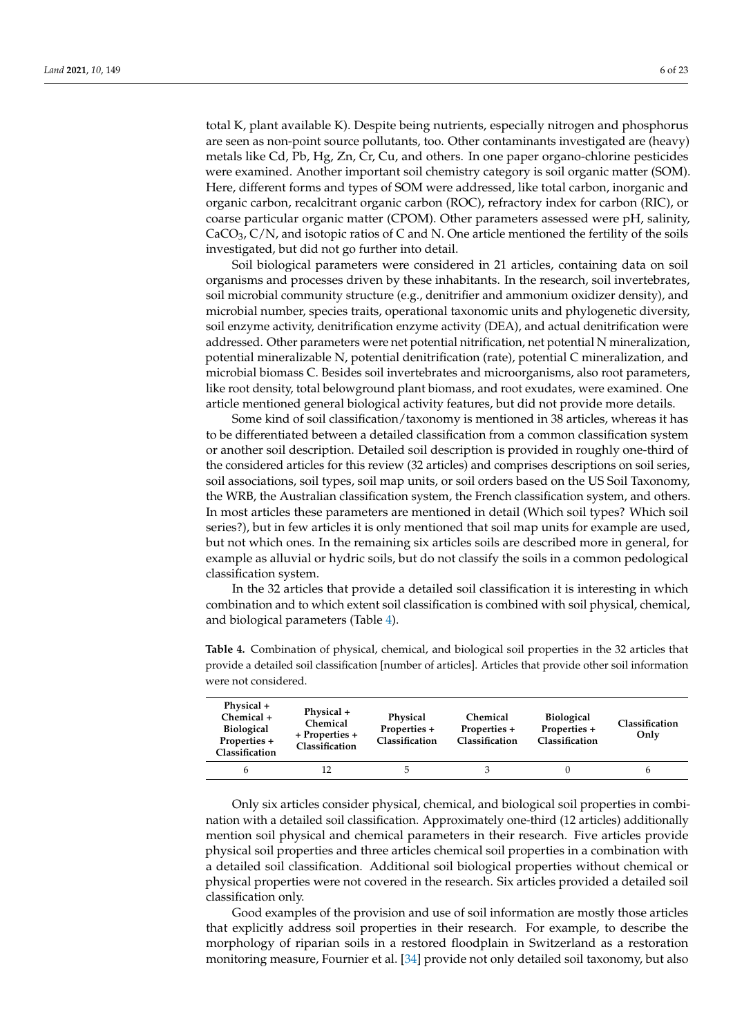total K, plant available K). Despite being nutrients, especially nitrogen and phosphorus are seen as non-point source pollutants, too. Other contaminants investigated are (heavy) metals like Cd, Pb, Hg, Zn, Cr, Cu, and others. In one paper organo-chlorine pesticides were examined. Another important soil chemistry category is soil organic matter (SOM). Here, different forms and types of SOM were addressed, like total carbon, inorganic and organic carbon, recalcitrant organic carbon (ROC), refractory index for carbon (RIC), or coarse particular organic matter (CPOM). Other parameters assessed were pH, salinity, $CaCO_3$, C/N, and isotopic ratios of C and N. One article mentioned the fertility of the soils investigated, but did not go further into detail.

Soil biological parameters were considered in 21 articles, containing data on soil organisms and processes driven by these inhabitants. In the research, soil invertebrates, soil microbial community structure (e.g., denitrifier and ammonium oxidizer density), and microbial number, species traits, operational taxonomic units and phylogenetic diversity, soil enzyme activity, denitrification enzyme activity (DEA), and actual denitrification were addressed. Other parameters were net potential nitrification, net potential N mineralization, potential mineralizable N, potential denitrification (rate), potential C mineralization, and microbial biomass C. Besides soil invertebrates and microorganisms, also root parameters, like root density, total belowground plant biomass, and root exudates, were examined. One article mentioned general biological activity features, but did not provide more details.

Some kind of soil classification/taxonomy is mentioned in 38 articles, whereas it has to be differentiated between a detailed classification from a common classification system or another soil description. Detailed soil description is provided in roughly one-third of the considered articles for this review (32 articles) and comprises descriptions on soil series, soil associations, soil types, soil map units, or soil orders based on the US Soil Taxonomy, the WRB, the Australian classification system, the French classification system, and others. In most articles these parameters are mentioned in detail (Which soil types? Which soil series?), but in few articles it is only mentioned that soil map units for example are used, but not which ones. In the remaining six articles soils are described more in general, for example as alluvial or hydric soils, but do not classify the soils in a common pedological classification system.

In the 32 articles that provide a detailed soil classification it is interesting in which combination and to which extent soil classification is combined with soil physical, chemical, and biological parameters (Table 4).

**Table 4.** Combination of physical, chemical, and biological soil properties in the 32 articles that provide a detailed soil classification [number of articles]. Articles that provide other soil information were not considered.

| Physical + Chemical + Biological Properties + Classification | Physical + Chemical + Properties + Classification | Physical Properties + Classification | Chemical Properties + Classification | Biological Properties + Classification | Classification Only |
|---|---|---|---|---|---|
| 6 | 12 | 5 | 3 | 0 | 6 |

Only six articles consider physical, chemical, and biological soil properties in combination with a detailed soil classification. Approximately one-third (12 articles) additionally mention soil physical and chemical parameters in their research. Five articles provide physical soil properties and three articles chemical soil properties in a combination with a detailed soil classification. Additional soil biological properties without chemical or physical properties were not covered in the research. Six articles provided a detailed soil classification only.

Good examples of the provision and use of soil information are mostly those articles that explicitly address soil properties in their research. For example, to describe the morphology of riparian soils in a restored floodplain in Switzerland as a restoration monitoring measure, Fournier et al. [34] provide not only detailed soil taxonomy, but also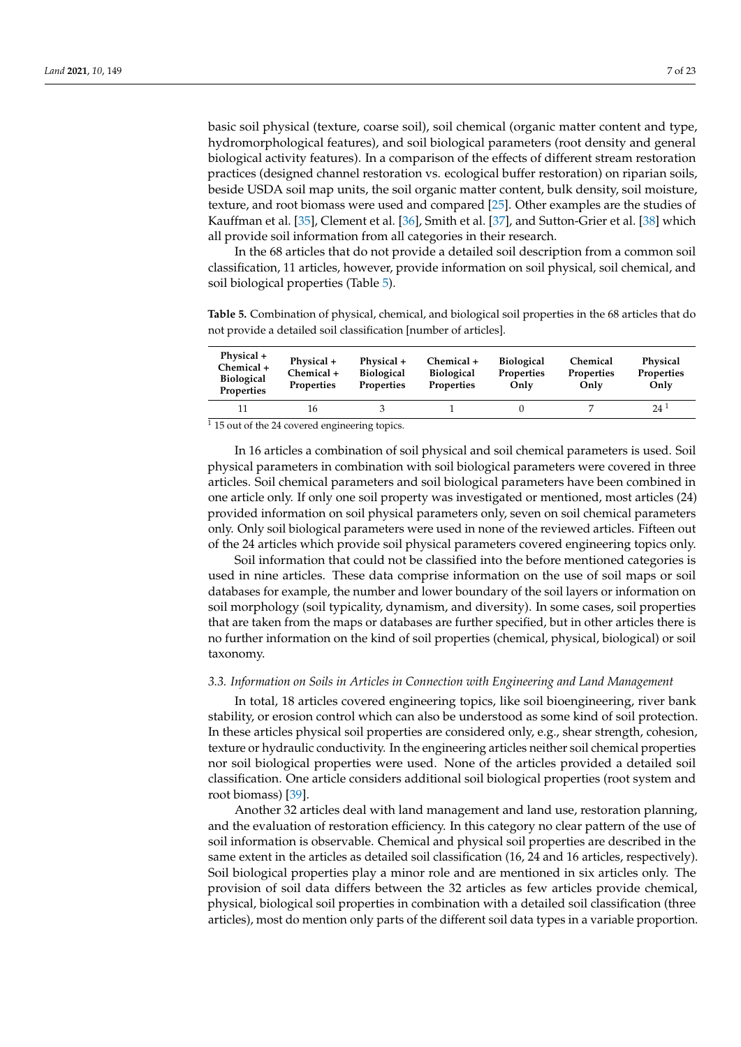basic soil physical (texture, coarse soil), soil chemical (organic matter content and type, hydromorphological features), and soil biological parameters (root density and general biological activity features). In a comparison of the effects of different stream restoration practices (designed channel restoration vs. ecological buffer restoration) on riparian soils, beside USDA soil map units, the soil organic matter content, bulk density, soil moisture, texture, and root biomass were used and compared [25]. Other examples are the studies of Kauffman et al. [35], Clement et al. [36], Smith et al. [37], and Sutton-Grier et al. [38] which all provide soil information from all categories in their research.

In the 68 articles that do not provide a detailed soil description from a common soil classification, 11 articles, however, provide information on soil physical, soil chemical, and soil biological properties (Table 5).

**Table 5.** Combination of physical, chemical, and biological soil properties in the 68 articles that do not provide a detailed soil classification [number of articles].

| Physical + Chemical + Biological Properties | Physical + Chemical + Properties | Physical + Biological Properties | Chemical + Biological Properties | Biological Properties Only | Chemical Properties Only | Physical Properties Only |
|---|---|---|---|---|---|---|
| 11 | 16 | 3 | 1 | 0 | 7 | 24 [1] |

[1] 15 out of the 24 covered engineering topics.

In 16 articles a combination of soil physical and soil chemical parameters is used. Soil physical parameters in combination with soil biological parameters were covered in three articles. Soil chemical parameters and soil biological parameters have been combined in one article only. If only one soil property was investigated or mentioned, most articles (24) provided information on soil physical parameters only, seven on soil chemical parameters only. Only soil biological parameters were used in none of the reviewed articles. Fifteen out of the 24 articles which provide soil physical parameters covered engineering topics only.

Soil information that could not be classified into the before mentioned categories is used in nine articles. These data comprise information on the use of soil maps or soil databases for example, the number and lower boundary of the soil layers or information on soil morphology (soil typicality, dynamism, and diversity). In some cases, soil properties that are taken from the maps or databases are further specified, but in other articles there is no further information on the kind of soil properties (chemical, physical, biological) or soil taxonomy.

### *3.3. Information on Soils in Articles in Connection with Engineering and Land Management*

In total, 18 articles covered engineering topics, like soil bioengineering, river bank stability, or erosion control which can also be understood as some kind of soil protection. In these articles physical soil properties are considered only, e.g., shear strength, cohesion, texture or hydraulic conductivity. In the engineering articles neither soil chemical properties nor soil biological properties were used. None of the articles provided a detailed soil classification. One article considers additional soil biological properties (root system and root biomass) [39].

Another 32 articles deal with land management and land use, restoration planning, and the evaluation of restoration efficiency. In this category no clear pattern of the use of soil information is observable. Chemical and physical soil properties are described in the same extent in the articles as detailed soil classification (16, 24 and 16 articles, respectively). Soil biological properties play a minor role and are mentioned in six articles only. The provision of soil data differs between the 32 articles as few articles provide chemical, physical, biological soil properties in combination with a detailed soil classification (three articles), most do mention only parts of the different soil data types in a variable proportion.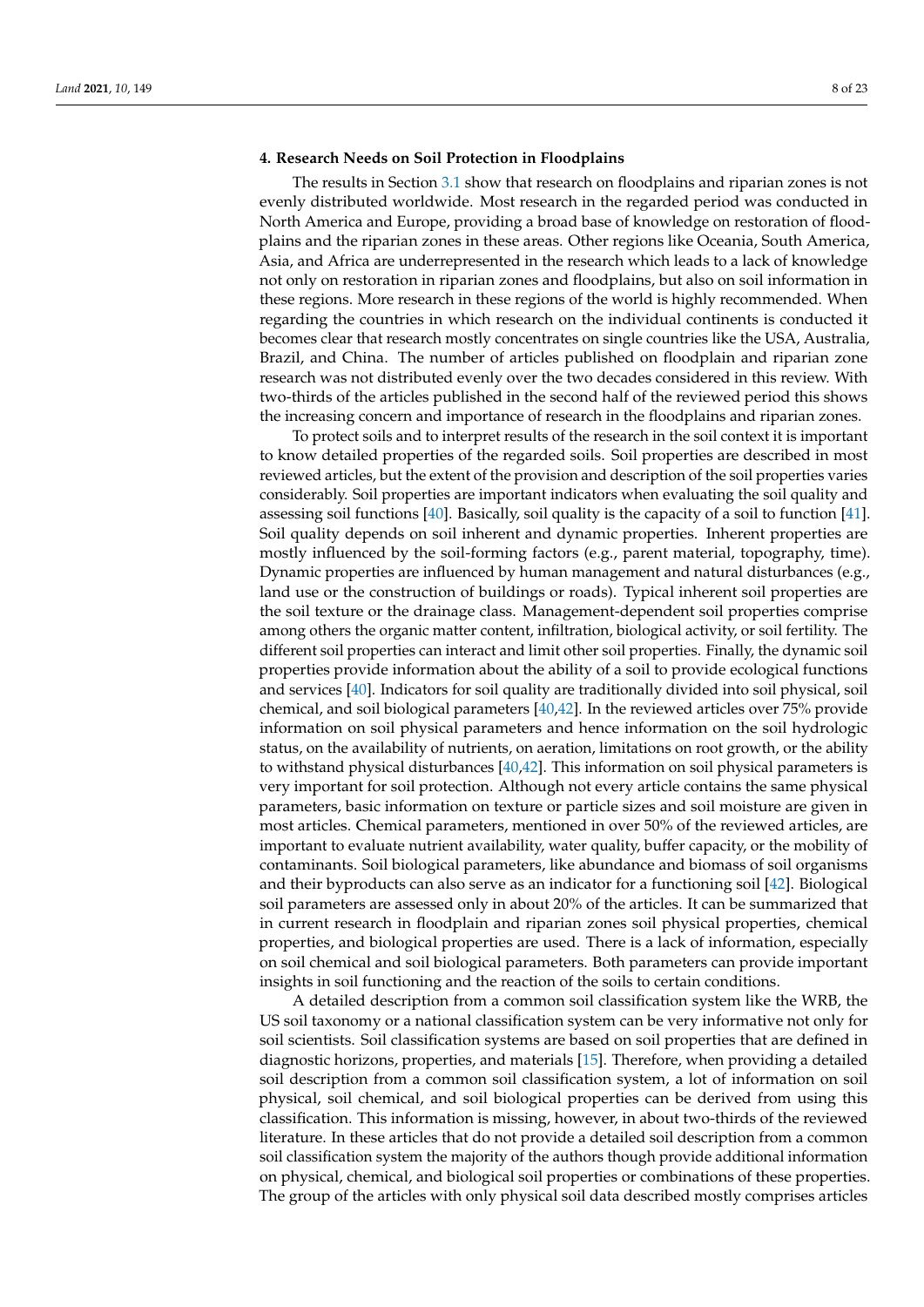## 4. Research Needs on Soil Protection in Floodplains

The results in Section 3.1 show that research on floodplains and riparian zones is not evenly distributed worldwide. Most research in the regarded period was conducted in North America and Europe, providing a broad base of knowledge on restoration of floodplains and the riparian zones in these areas. Other regions like Oceania, South America, Asia, and Africa are underrepresented in the research which leads to a lack of knowledge not only on restoration in riparian zones and floodplains, but also on soil information in these regions. More research in these regions of the world is highly recommended. When regarding the countries in which research on the individual continents is conducted it becomes clear that research mostly concentrates on single countries like the USA, Australia, Brazil, and China. The number of articles published on floodplain and riparian zone research was not distributed evenly over the two decades considered in this review. With two-thirds of the articles published in the second half of the reviewed period this shows the increasing concern and importance of research in the floodplains and riparian zones.

To protect soils and to interpret results of the research in the soil context it is important to know detailed properties of the regarded soils. Soil properties are described in most reviewed articles, but the extent of the provision and description of the soil properties varies considerably. Soil properties are important indicators when evaluating the soil quality and assessing soil functions [40]. Basically, soil quality is the capacity of a soil to function [41]. Soil quality depends on soil inherent and dynamic properties. Inherent properties are mostly influenced by the soil-forming factors (e.g., parent material, topography, time). Dynamic properties are influenced by human management and natural disturbances (e.g., land use or the construction of buildings or roads). Typical inherent soil properties are the soil texture or the drainage class. Management-dependent soil properties comprise among others the organic matter content, infiltration, biological activity, or soil fertility. The different soil properties can interact and limit other soil properties. Finally, the dynamic soil properties provide information about the ability of a soil to provide ecological functions and services [40]. Indicators for soil quality are traditionally divided into soil physical, soil chemical, and soil biological parameters [40,42]. In the reviewed articles over 75% provide information on soil physical parameters and hence information on the soil hydrologic status, on the availability of nutrients, on aeration, limitations on root growth, or the ability to withstand physical disturbances [40,42]. This information on soil physical parameters is very important for soil protection. Although not every article contains the same physical parameters, basic information on texture or particle sizes and soil moisture are given in most articles. Chemical parameters, mentioned in over 50% of the reviewed articles, are important to evaluate nutrient availability, water quality, buffer capacity, or the mobility of contaminants. Soil biological parameters, like abundance and biomass of soil organisms and their byproducts can also serve as an indicator for a functioning soil [42]. Biological soil parameters are assessed only in about 20% of the articles. It can be summarized that in current research in floodplain and riparian zones soil physical properties, chemical properties, and biological properties are used. There is a lack of information, especially on soil chemical and soil biological parameters. Both parameters can provide important insights in soil functioning and the reaction of the soils to certain conditions.

A detailed description from a common soil classification system like the WRB, the US soil taxonomy or a national classification system can be very informative not only for soil scientists. Soil classification systems are based on soil properties that are defined in diagnostic horizons, properties, and materials [15]. Therefore, when providing a detailed soil description from a common soil classification system, a lot of information on soil physical, soil chemical, and soil biological properties can be derived from using this classification. This information is missing, however, in about two-thirds of the reviewed literature. In these articles that do not provide a detailed soil description from a common soil classification system the majority of the authors though provide additional information on physical, chemical, and biological soil properties or combinations of these properties. The group of the articles with only physical soil data described mostly comprises articles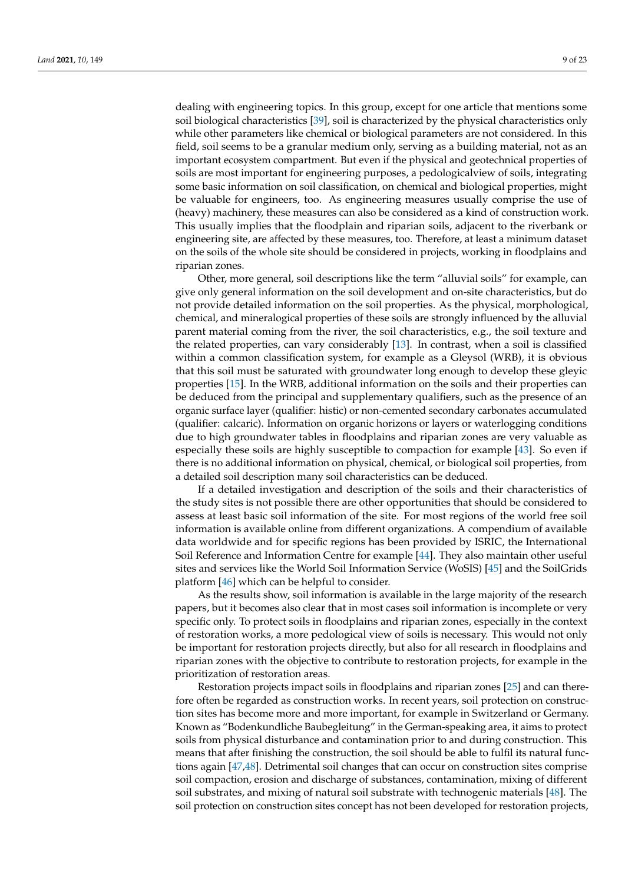dealing with engineering topics. In this group, except for one article that mentions some soil biological characteristics [39], soil is characterized by the physical characteristics only while other parameters like chemical or biological parameters are not considered. In this field, soil seems to be a granular medium only, serving as a building material, not as an important ecosystem compartment. But even if the physical and geotechnical properties of soils are most important for engineering purposes, a pedologicalview of soils, integrating some basic information on soil classification, on chemical and biological properties, might be valuable for engineers, too. As engineering measures usually comprise the use of (heavy) machinery, these measures can also be considered as a kind of construction work. This usually implies that the floodplain and riparian soils, adjacent to the riverbank or engineering site, are affected by these measures, too. Therefore, at least a minimum dataset on the soils of the whole site should be considered in projects, working in floodplains and riparian zones.

Other, more general, soil descriptions like the term "alluvial soils" for example, can give only general information on the soil development and on-site characteristics, but do not provide detailed information on the soil properties. As the physical, morphological, chemical, and mineralogical properties of these soils are strongly influenced by the alluvial parent material coming from the river, the soil characteristics, e.g., the soil texture and the related properties, can vary considerably [13]. In contrast, when a soil is classified within a common classification system, for example as a Gleysol (WRB), it is obvious that this soil must be saturated with groundwater long enough to develop these gleyic properties [15]. In the WRB, additional information on the soils and their properties can be deduced from the principal and supplementary qualifiers, such as the presence of an organic surface layer (qualifier: histic) or non-cemented secondary carbonates accumulated (qualifier: calcaric). Information on organic horizons or layers or waterlogging conditions due to high groundwater tables in floodplains and riparian zones are very valuable as especially these soils are highly susceptible to compaction for example [43]. So even if there is no additional information on physical, chemical, or biological soil properties, from a detailed soil description many soil characteristics can be deduced.

If a detailed investigation and description of the soils and their characteristics of the study sites is not possible there are other opportunities that should be considered to assess at least basic soil information of the site. For most regions of the world free soil information is available online from different organizations. A compendium of available data worldwide and for specific regions has been provided by ISRIC, the International Soil Reference and Information Centre for example [44]. They also maintain other useful sites and services like the World Soil Information Service (WoSIS) [45] and the SoilGrids platform [46] which can be helpful to consider.

As the results show, soil information is available in the large majority of the research papers, but it becomes also clear that in most cases soil information is incomplete or very specific only. To protect soils in floodplains and riparian zones, especially in the context of restoration works, a more pedological view of soils is necessary. This would not only be important for restoration projects directly, but also for all research in floodplains and riparian zones with the objective to contribute to restoration projects, for example in the prioritization of restoration areas.

Restoration projects impact soils in floodplains and riparian zones [25] and can therefore often be regarded as construction works. In recent years, soil protection on construction sites has become more and more important, for example in Switzerland or Germany. Known as "Bodenkundliche Baubegleitung" in the German-speaking area, it aims to protect soils from physical disturbance and contamination prior to and during construction. This means that after finishing the construction, the soil should be able to fulfil its natural functions again [47,48]. Detrimental soil changes that can occur on construction sites comprise soil compaction, erosion and discharge of substances, contamination, mixing of different soil substrates, and mixing of natural soil substrate with technogenic materials [48]. The soil protection on construction sites concept has not been developed for restoration projects,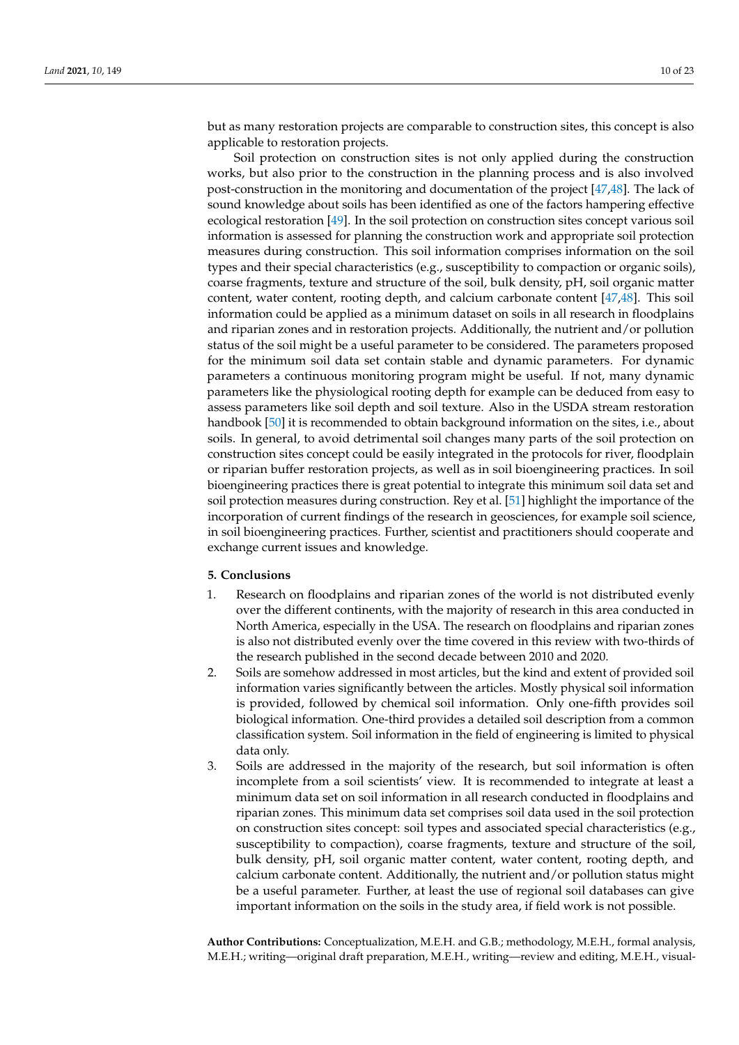but as many restoration projects are comparable to construction sites, this concept is also applicable to restoration projects.

Soil protection on construction sites is not only applied during the construction works, but also prior to the construction in the planning process and is also involved post-construction in the monitoring and documentation of the project [47,48]. The lack of sound knowledge about soils has been identified as one of the factors hampering effective ecological restoration [49]. In the soil protection on construction sites concept various soil information is assessed for planning the construction work and appropriate soil protection measures during construction. This soil information comprises information on the soil types and their special characteristics (e.g., susceptibility to compaction or organic soils), coarse fragments, texture and structure of the soil, bulk density, pH, soil organic matter content, water content, rooting depth, and calcium carbonate content [47,48]. This soil information could be applied as a minimum dataset on soils in all research in floodplains and riparian zones and in restoration projects. Additionally, the nutrient and/or pollution status of the soil might be a useful parameter to be considered. The parameters proposed for the minimum soil data set contain stable and dynamic parameters. For dynamic parameters a continuous monitoring program might be useful. If not, many dynamic parameters like the physiological rooting depth for example can be deduced from easy to assess parameters like soil depth and soil texture. Also in the USDA stream restoration handbook [50] it is recommended to obtain background information on the sites, i.e., about soils. In general, to avoid detrimental soil changes many parts of the soil protection on construction sites concept could be easily integrated in the protocols for river, floodplain or riparian buffer restoration projects, as well as in soil bioengineering practices. In soil bioengineering practices there is great potential to integrate this minimum soil data set and soil protection measures during construction. Rey et al. [51] highlight the importance of the incorporation of current findings of the research in geosciences, for example soil science, in soil bioengineering practices. Further, scientist and practitioners should cooperate and exchange current issues and knowledge.

## 5. Conclusions

1. Research on floodplains and riparian zones of the world is not distributed evenly over the different continents, with the majority of research in this area conducted in North America, especially in the USA. The research on floodplains and riparian zones is also not distributed evenly over the time covered in this review with two-thirds of the research published in the second decade between 2010 and 2020.
2. Soils are somehow addressed in most articles, but the kind and extent of provided soil information varies significantly between the articles. Mostly physical soil information is provided, followed by chemical soil information. Only one-fifth provides soil biological information. One-third provides a detailed soil description from a common classification system. Soil information in the field of engineering is limited to physical data only.
3. Soils are addressed in the majority of the research, but soil information is often incomplete from a soil scientists' view. It is recommended to integrate at least a minimum data set on soil information in all research conducted in floodplains and riparian zones. This minimum data set comprises soil data used in the soil protection on construction sites concept: soil types and associated special characteristics (e.g., susceptibility to compaction), coarse fragments, texture and structure of the soil, bulk density, pH, soil organic matter content, water content, rooting depth, and calcium carbonate content. Additionally, the nutrient and/or pollution status might be a useful parameter. Further, at least the use of regional soil databases can give important information on the soils in the study area, if field work is not possible.

**Author Contributions:** Conceptualization, M.E.H. and G.B.; methodology, M.E.H., formal analysis, M.E.H.; writing—original draft preparation, M.E.H., writing—review and editing, M.E.H., visual-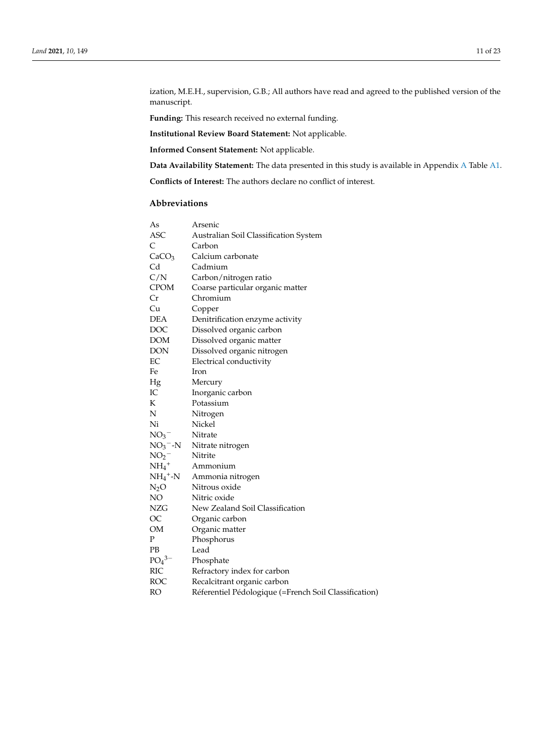ization, M.E.H., supervision, G.B.; All authors have read and agreed to the published version of the manuscript.

**Funding:** This research received no external funding.

**Institutional Review Board Statement:** Not applicable.

**Informed Consent Statement:** Not applicable.

**Data Availability Statement:** The data presented in this study is available in Appendix A Table A1.

**Conflicts of Interest:** The authors declare no conflict of interest.

## Abbreviations

| | |
|---|---|
| As | Arsenic |
| ASC | Australian Soil Classification System |
| C | Carbon |
| $CaCO_3$ | Calcium carbonate |
| Cd | Cadmium |
| C/N | Carbon/nitrogen ratio |
| CPOM | Coarse particular organic matter |
| Cr | Chromium |
| Cu | Copper |
| DEA | Denitrification enzyme activity |
| DOC | Dissolved organic carbon |
| DOM | Dissolved organic matter |
| DON | Dissolved organic nitrogen |
| EC | Electrical conductivity |
| Fe | Iron |
| Hg | Mercury |
| IC | Inorganic carbon |
| K | Potassium |
| N | Nitrogen |
| Ni | Nickel |
| $NO_3^-$ | Nitrate |
| $NO_3^-$-N | Nitrate nitrogen |
| $NO_2^-$ | Nitrite |
| $NH_4^+$ | Ammonium |
| $NH_4^+$-N | Ammonia nitrogen |
| $N_2O$ | Nitrous oxide |
| NO | Nitric oxide |
| NZG | New Zealand Soil Classification |
| OC | Organic carbon |
| OM | Organic matter |
| P | Phosphorus |
| PB | Lead |
| $PO_4^{3-}$ | Phosphate |
| RIC | Refractory index for carbon |
| ROC | Recalcitrant organic carbon |
| RO | Réferentiel Pédologique (=French Soil Classification) |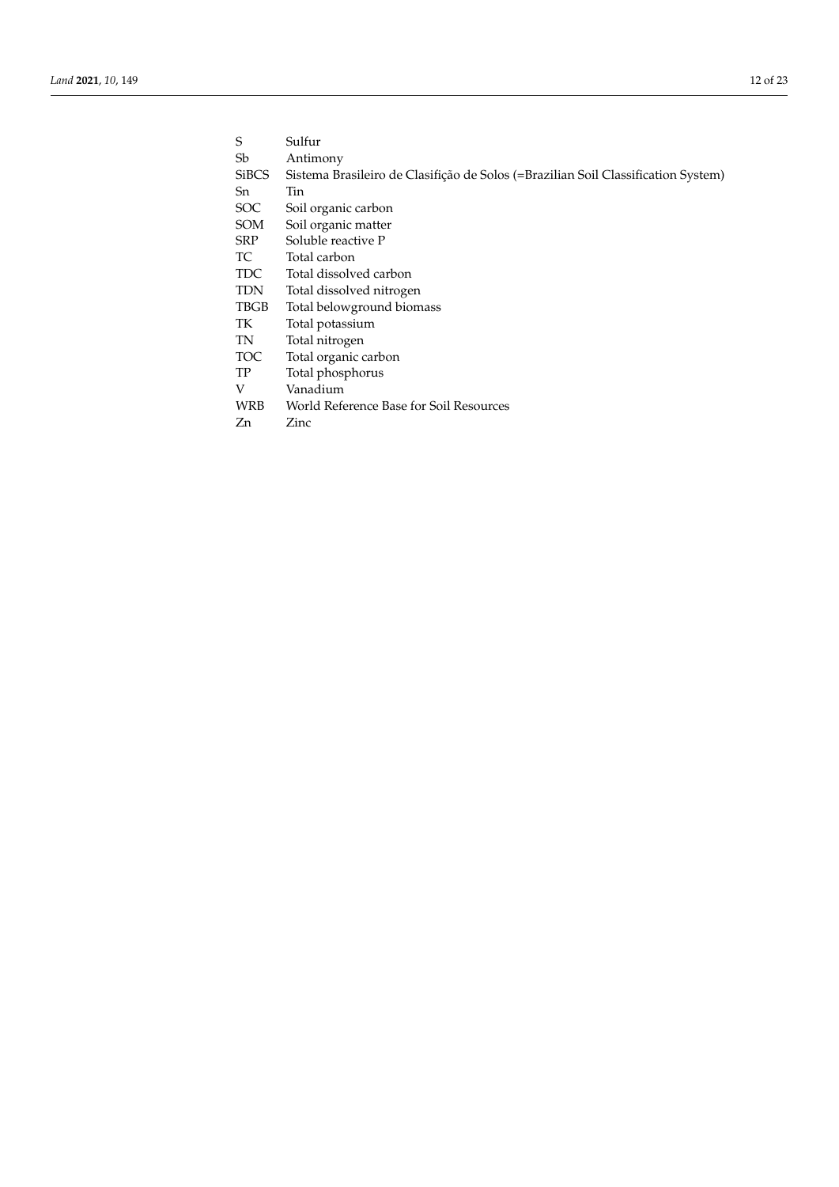| | |
|---|---|
| S | Sulfur |
| Sb | Antimony |
| SiBCS | Sistema Brasileiro de Clasifição de Solos (=Brazilian Soil Classification System) |
| Sn | Tin |
| SOC | Soil organic carbon |
| SOM | Soil organic matter |
| SRP | Soluble reactive P |
| TC | Total carbon |
| TDC | Total dissolved carbon |
| TDN | Total dissolved nitrogen |
| TBGB | Total belowground biomass |
| TK | Total potassium |
| TN | Total nitrogen |
| TOC | Total organic carbon |
| TP | Total phosphorus |
| V | Vanadium |
| WRB | World Reference Base for Soil Resources |
| Zn | Zinc |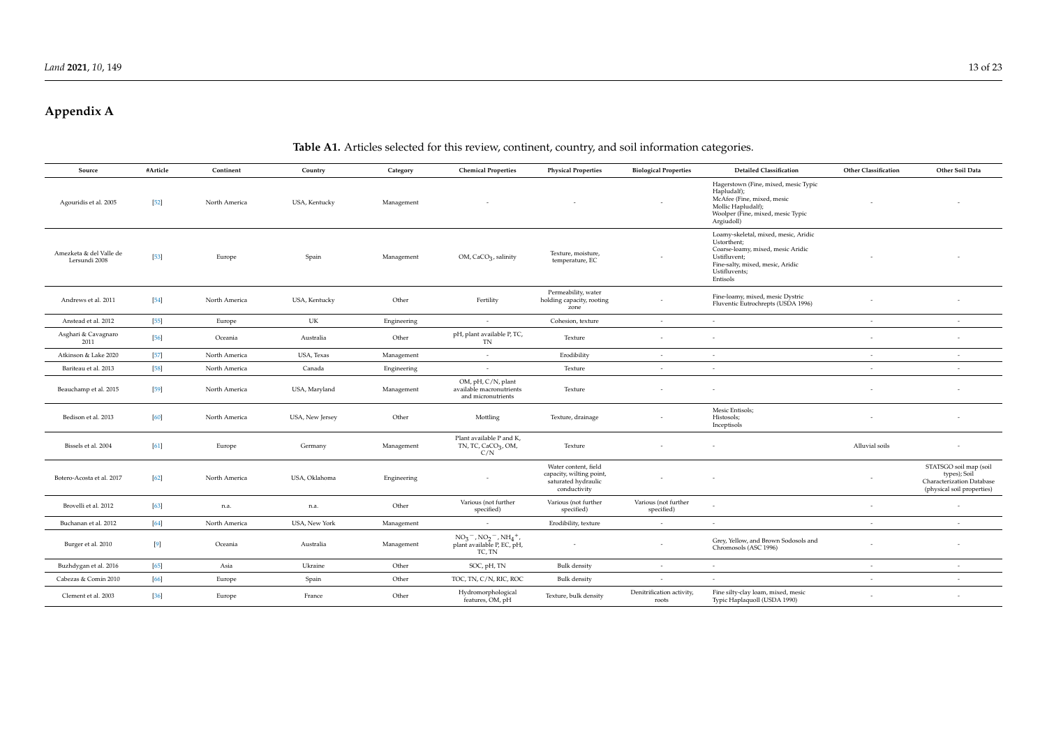## Appendix A

**Table A1.** Articles selected for this review, continent, country, and soil information categories.

| Source | #Article | Continent | Country | Category | Chemical Properties | Physical Properties | Biological Properties | Detailed Classification | Other Classification | Other Soil Data |
|---|---|---|---|---|---|---|---|---|---|---|
| Agouridis et al. 2005 | [52] | North America | USA, Kentucky | Management | - | - | - | Hagerstown (Fine, mixed, mesic Typic Hapludalf); McAfee (Fine, mixed, mesic Mollic Hapludalf); Woolper (Fine, mixed, mesic Typic Argiudoll) | - | - |
| Amezketa & del Valle de Lersundi 2008 | [53] | Europe | Spain | Management | OM, $CaCO_3$, salinity | Texture, moisture, temperature, EC | - | Loamy-skeletal, mixed, mesic, Aridic Ustorthent; Coarse-loamy, mixed, mesic Aridic Ustifluvent; Fine-salty, mixed, mesic, Aridic Ustifluvents; Entisols | - | - |
| Andrews et al. 2011 | [54] | North America | USA, Kentucky | Other | Fertility | Permeability, water holding capacity, rooting zone | - | Fine-loamy, mixed, mesic Dystric Fluventic Eutrochrepts (USDA 1996) | - | - |
| Anstead et al. 2012 | [55] | Europe | UK | Engineering | - | Cohesion, texture | - | - | - | - |
| Asghari & Cavagnaro 2011 | [56] | Oceania | Australia | Other | pH, plant available P, TC, TN | Texture | - | - | - | - |
| Atkinson & Lake 2020 | [57] | North America | USA, Texas | Management | - | Erodibility | - | - | - | - |
| Bariteau et al. 2013 | [58] | North America | Canada | Engineering | - | Texture | - | - | - | - |
| Beauchamp et al. 2015 | [59] | North America | USA, Maryland | Management | OM, pH, C/N, plant available macronutrients and micronutrients | Texture | - | - | - | - |
| Bedison et al. 2013 | [60] | North America | USA, New Jersey | Other | Mottling | Texture, drainage | - | Mesic Entisols; Histosols; Inceptisols | - | - |
| Bissels et al. 2004 | [61] | Europe | Germany | Management | Plant available P and K, TN, TC, $CaCO_3$, OM, C/N | Texture | - | - | Alluvial soils | - |
| Botero-Acosta et al. 2017 | [62] | North America | USA, Oklahoma | Engineering | - | Water content, field capacity, wilting point, saturated hydraulic conductivity | - | - | - | STATSGO soil map (soil types); Soil Characterization Database (physical soil properties) |
| Brovelli et al. 2012 | [63] | n.a. | n.a. | Other | Various (not further specified) | Various (not further specified) | Various (not further specified) | - | - | - |
| Buchanan et al. 2012 | [64] | North America | USA, New York | Management | - | Erodibility, texture | - | - | - | - |
| Burger et al. 2010 | [9] | Oceania | Australia | Management | $NO_3^-$, $NO_2^-$, $NH_4^+$, plant available P, EC, pH, TC, TN | - | - | Grey, Yellow, and Brown Sodosols and Chromosols (ASC 1996) | - | - |
| Buzhdygan et al. 2016 | [65] | Asia | Ukraine | Other | SOC, pH, TN | Bulk density | - | - | - | - |
| Cabezas & Comín 2010 | [66] | Europe | Spain | Other | TOC, TN, C/N, RIC, ROC | Bulk density | - | - | - | - |
| Clement et al. 2003 | [36] | Europe | France | Other | Hydromorphological features, OM, pH | Texture, bulk density | Denitrification activity, roots | Fine silty-clay loam, mixed, mesic Typic Haplaquoll (USDA 1990) | - | - |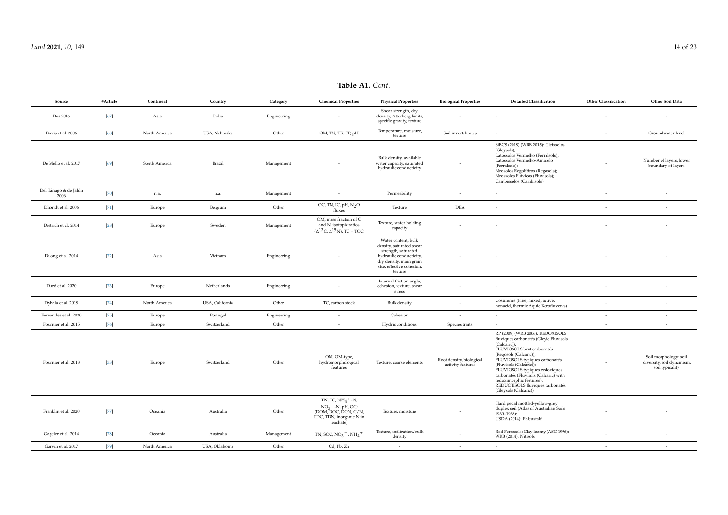**Table A1.** *Cont.*

| Source | #Article | Continent | Country | Category | Chemical Properties | Physical Properties | Biological Properties | Detailed Classification | Other Classification | Other Soil Data |
|---|---|---|---|---|---|---|---|---|---|---|
| Das 2016 | [67] | Asia | India | Engineering | - | Shear strength, dry density, Atterberg limits, specific gravity, texture | - | - | - | - |
| Davis et al. 2006 | [68] | North America | USA, Nebraska | Other | OM, TN, TK, TP, pH | Temperature, moisture, texture | Soil invertebrates | - | - | Groundwater level |
| De Mello et al. 2017 | [69] | South America | Brazil | Management | - | Bulk density, available water capacity, saturated hydraulic conductivity | - | SiBCS (2018) (WRB 2015): Gleissolos (Gleysols); Latossolos Vermelho (Ferralsols); Latossolos Vermelho-Amarelo (Ferralsols); Neosolos Regolíticos (Regosols); Neossolos Flúvicos (Fluvisols); Cambissolos (Cambisols) | - | Number of layers, lower boundary of layers |
| Del Tánago & de Jalòn 2006 | [70] | n.a. | n.a. | Management | - | Permeability | - | - | - | - |
| Dhondt et al. 2006 | [71] | Europe | Belgium | Other | OC, TN, IC, pH, $N_2O$ fluxes | Texture | DEA | - | - | - |
| Dietrich et al. 2014 | [28] | Europe | Sweden | Management | OM, mass fraction of C and N, isotopic ratios ($\Delta^{13}C$; $\Delta^{15}N$), TC = TOC | Texture, water holding capacity | - | - | - | - |
| Duong et al. 2014 | [72] | Asia | Vietnam | Engineering | - | Water content, bulk density, saturated shear strength, saturated hydraulic conductivity, dry density, main grain size, effective cohesion, texture | - | - | - | - |
| Duró et al. 2020 | [73] | Europe | Netherlands | Engineering | - | Internal friction angle, cohesion, texture, shear stress | - | - | - | - |
| Dybala et al. 2019 | [74] | North America | USA, California | Other | TC, carbon stock | Bulk density | - | Cosumnes (Fine, mixed, active, nonacid, thermic Aquic Xerofluvents) | - | - |
| Fernandes et al. 2020 | [75] | Europe | Portugal | Engineering | - | Cohesion | - | - | - | - |
| Fournier et al. 2015 | [76] | Europe | Switzerland | Other | - | Hydric conditions | Species traits | - | - | - |
| Fournier et al. 2013 | [33] | Europe | Switzerland | Other | OM, OM-type, hydromorphological features | Texture, coarse elements | Root density, biological activity features | RP (2009) (WRB 2006): REDOXISOLS fluviques carbonatés (Gleyic Fluvisols (Calcaric)); FLUVIOSOLS brut carbonatés (Regosols (Calcaric)); FLUVIOSOLS typiques carbonatés (Fluvisols (Calcaric)); FLUVIOSOLS typiques redoxiques carbonatés (Fluvisols (Calcaric) with redoximorphic features); REDUCTISOLS fluviques carbonatés (Gleysols (Calcaric)) | - | Soil morphology: soil diversity, soil dynamism, soil typicality |
| Franklin et al. 2020 | [77] | Oceania | Australia | Other | TN, TC, $NH_4^+$-N, $NO_3^-$-N, pH, OC; (DOM, DOC, DON, C/N, TDC, TDN, inorganic N in leachate) | Texture, moisture | - | Hard pedal mottled-yellow-grey duplex soil (Atlas of Australian Soils 1960–1968); USDA (2014): Paleustalf | - | - |
| Gageler et al. 2014 | [78] | Oceania | Australia | Management | TN, SOC, $NO_3^-$, $NH_4^+$ | Texture, infiltration, bulk density | - | Red Ferrosols; Clay loamy (ASC 1996); WRB (2014): Nitisols | - | - |
| Garvin et al. 2017 | [79] | North America | USA, Oklahoma | Other | Cd, Pb, Zn | - | - | - | - | - |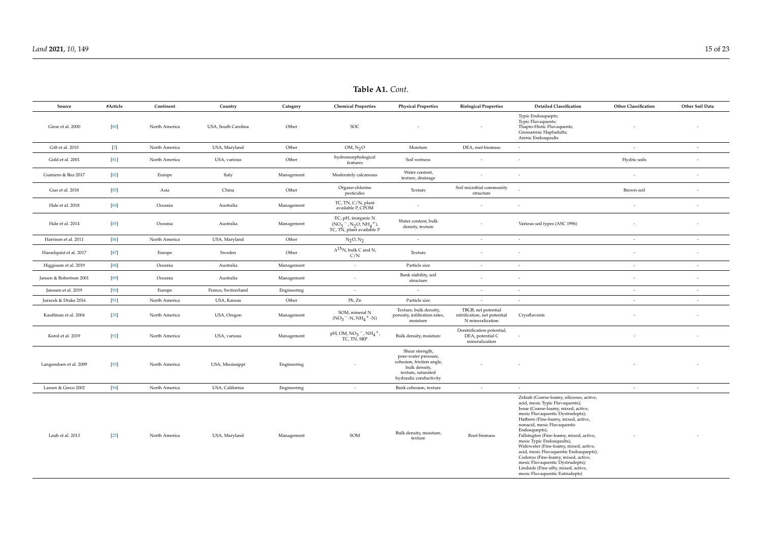**Table A1.** *Cont.*

| Source | #Article | Continent | Country | Category | Chemical Properties | Physical Properties | Biological Properties | Detailed Classification | Other Classification | Other Soil Data |
|---|---|---|---|---|---|---|---|---|---|---|
| Giese et al. 2000 | [80] | North America | USA, South Carolina | Other | SOC | - | - | Typic Endoaquepts; Typic Fluvaquents; Thapto-Histic Fluvaquents; Grossarenic Hapludults; Arenic Endoaquults | - | - |
| Gift et al. 2010 | [3] | North America | USA, Maryland | Other | OM, $N_2O$ | Moisture | DEA, root biomass | - | - | - |
| Gold et al. 2001 | [81] | North America | USA, various | Other | hydromorphological features | Soil wetness | - | - | Hydric soils | - |
| Gumiero & Boz 2017 | [82] | Europe | Italy | Management | Moderately calcareous | Water content, texture, drainage | - | - | - | - |
| Guo et al. 2018 | [83] | Asia | China | Other | Organo-chlorine pesticides | Texture | Soil microbial community structure | - | Brown soil | - |
| Hale et al. 2018 | [84] | Oceania | Australia | Management | TC, TN, C/N, plant available P, CPOM | - | - | - | - | - |
| Hale et al. 2014 | [85] | Oceania | Australia | Management | EC, pH, inorganic N ($NO_3^-$, $N_2O$, $NH_4^+$), TC, TN, plant available P | Water content, bulk density, texture | - | Various soil types (ASC 1996) | - | - |
| Harrison et al. 2011 | [86] | North America | USA, Maryland | Other | $N_2O$, $N_2$ | - | - | - | - | - |
| Hasselquist et al. 2017 | [87] | Europe | Sweden | Other | $\Delta^{15}N$, bulk C and N, C/N | Texture | - | - | - | - |
| Higgisson et al. 2019 | [88] | Oceania | Australia | Management | - | Particle size | - | - | - | - |
| Jansen & Robertson 2001 | [89] | Oceania | Australia | Management | - | Bank stability, soil structure | - | - | - | - |
| Janssen et al. 2019 | [90] | Europe | France, Switzerland | Engineering | - | - | - | - | - | - |
| Juracek & Drake 2016 | [91] | North America | USA, Kansas | Other | Pb, Zn | Particle size | - | - | - | - |
| Kauffman et al. 2004 | [35] | North America | USA, Oregon | Management | SOM, mineral N ($NO_3^-$-N, $NH_4^+$-N) | Texture, bulk density, porosity, infiltration rates, moisture | TBGB, net potential nitrification, net potential N mineralization | Cryofluvents | - | - |
| Korol et al. 2019 | [92] | North America | USA, various | Management | pH, OM, $NO_3^-$, $NH_4^+$, TC, TN, SRP | Bulk density, moisture | Denitrification potential, DEA, potential C mineralization | - | - | - |
| Langendoen et al. 2009 | [93] | North America | USA, Mississippi | Engineering | - | Shear strength, pore-water pressure, cohesion, friction angle, bulk density, texture, saturated hydraulic conductivity | - | - | - | - |
| Larsen & Greco 2002 | [94] | North America | USA, California | Engineering | - | Bank cohesion, texture | - | - | - | - |
| Laub et al. 2013 | [25] | North America | USA, Maryland | Management | SOM | Bulk density, moisture, texture | Root biomass | Zekiah (Coarse-loamy, siliceous, active, acid, mesic Typic Fluvaquents); Issue (Coarse-loamy, mixed, active, mesic Fluvaquentic Dystrudepts); Hatboro (Fine-loamy, mixed, active, nonacid, mesic Fluvaquentic Endoaquepts); Fallsington (Fine-loamy, mixed, active, mesic Typic Endoaquults), Widewater (Fine-loamy, mixed, active, acid, mesic Fluvaquentic Endoaquepts); Codorus (Fine-loamy, mixed, active, mesic Fluvaquentic Dystrudepts); Lindside (Fine-silty, mixed, active, mesic Fluvaquentic Eutrudepts) | - | - |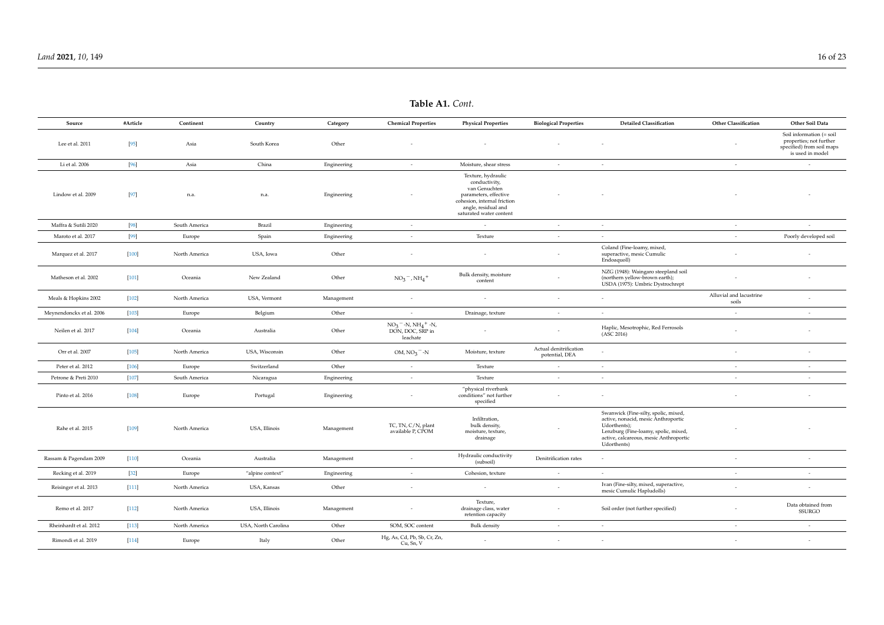**Table A1.** *Cont.*

| Source | #Article | Continent | Country | Category | Chemical Properties | Physical Properties | Biological Properties | Detailed Classification | Other Classification | Other Soil Data |
|---|---|---|---|---|---|---|---|---|---|---|
| Lee et al. 2011 | [95] | Asia | South Korea | Other | - | - | - | - | - | Soil information (= soil properties; not further specified) from soil maps is used in model |
| Li et al. 2006 | [96] | Asia | China | Engineering | - | Moisture, shear stress | - | - | - | - |
| Lindow et al. 2009 | [97] | n.a. | n.a. | Engineering | - | Texture, hydraulic conductivity, van Genuchten parameters, effective cohesion, internal friction angle, residual and saturated water content | - | - | - | - |
| Maffra & Sutili 2020 | [98] | South America | Brazil | Engineering | - | - | - | - | - | - |
| Maroto et al. 2017 | [99] | Europe | Spain | Engineering | - | Texture | - | - | - | Poorly developed soil |
| Marquez et al. 2017 | [100] | North America | USA, Iowa | Other | - | - | - | Coland (Fine-loamy, mixed, superactive, mesic Cumulic Endoaquoll) | - | - |
| Matheson et al. 2002 | [101] | Oceania | New Zealand | Other | $NO_3^-$, $NH_4^+$ | Bulk density, moisture content | - | NZG (1948): Waingaro steepland soil (northern yellow-brown earth); USDA (1975): Umbric Dystrochrept | - | - |
| Meals & Hopkins 2002 | [102] | North America | USA, Vermont | Management | - | - | - | - | Alluvial and lacustrine soils | - |
| Meynendonckx et al. 2006 | [103] | Europe | Belgium | Other | - | Drainage, texture | - | - | - | - |
| Neilen et al. 2017 | [104] | Oceania | Australia | Other | $NO_3^-$-N, $NH_4^+$-N, DON, DOC, SRP in leachate | - | - | Haplic, Mesotrophic, Red Ferrosols (ASC 2016) | - | - |
| Orr et al. 2007 | [105] | North America | USA, Wisconsin | Other | OM, $NO_3^-$-N | Moisture, texture | Actual denitrification potential, DEA | - | - | - |
| Peter et al. 2012 | [106] | Europe | Switzerland | Other | - | Texture | - | - | - | - |
| Petrone & Preti 2010 | [107] | South America | Nicaragua | Engineering | - | Texture | - | - | - | - |
| Pinto et al. 2016 | [108] | Europe | Portugal | Engineering | - | "physical riverbank conditions" not further specified | - | - | - | - |
| Rahe et al. 2015 | [109] | North America | USA, Illinois | Management | TC, TN, C/N, plant available P, CPOM | Infiltration, bulk density, moisture, texture, drainage | - | Swanwick (Fine-silty, spolic, mixed, active, nonacid, mesic Anthroportic Udorthents); Lenzburg (Fine-loamy, spolic, mixed, active, calcareous, mesic Anthroportic Udorthents) | - | - |
| Rassam & Pagendam 2009 | [110] | Oceania | Australia | Management | - | Hydraulic conductivity (subsoil) | Denitrification rates | - | - | - |
| Recking et al. 2019 | [32] | Europe | "alpine context" | Engineering | - | Cohesion, texture | - | - | - | - |
| Reisinger et al. 2013 | [111] | North America | USA, Kansas | Other | - | - | - | Ivan (Fine-silty, mixed, superactive, mesic Cumulic Hapludolls) | - | - |
| Remo et al. 2017 | [112] | North America | USA, Illinois | Management | - | Texture, drainage class, water retention capacity | - | Soil order (not further specified) | - | Data obtained from SSURGO |
| Rheinhardt et al. 2012 | [113] | North America | USA, North Carolina | Other | SOM, SOC content | Bulk density | - | - | - | - |
| Rimondi et al. 2019 | [114] | Europe | Italy | Other | Hg, As, Cd, Pb, Sb, Cr, Zn, Cu, Sn, V | - | - | - | - | - |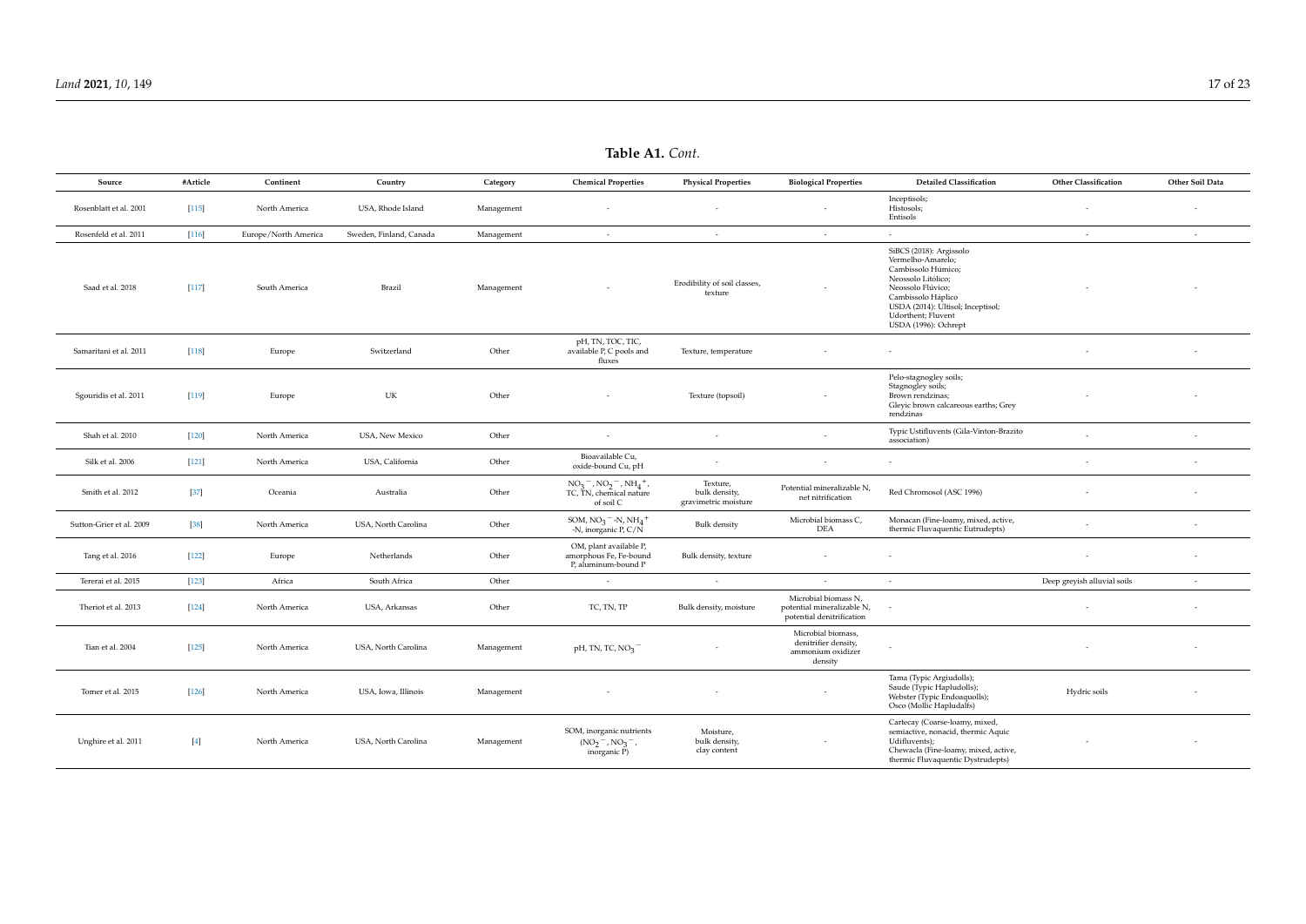**Table A1.** *Cont.*

| Source | #Article | Continent | Country | Category | Chemical Properties | Physical Properties | Biological Properties | Detailed Classification | Other Classification | Other Soil Data |
|---|---|---|---|---|---|---|---|---|---|---|
| Rosenblatt et al. 2001 | [115] | North America | USA, Rhode Island | Management | - | - | - | Inceptisols; Histosols; Entisols | - | - |
| Rosenfeld et al. 2011 | [116] | Europe/North America | Sweden, Finland, Canada | Management | - | - | - | - | - | - |
| Saad et al. 2018 | [117] | South America | Brazil | Management | - | Erodibility of soil classes, texture | - | SiBCS (2018): Argissolo Vermelho-Amarelo; Cambissolo Húmico; Neossolo Litólico; Neossolo Flúvico; Cambissolo Háplico USDA (2014): Ultisol; Inceptisol; Udorthent; Fluvent USDA (1996): Ochrept | - | - |
| Samaritani et al. 2011 | [118] | Europe | Switzerland | Other | pH, TN, TOC, TIC, available P, C pools and fluxes | Texture, temperature | - | - | - | - |
| Sgouridis et al. 2011 | [119] | Europe | UK | Other | - | Texture (topsoil) | - | Pelo-stagnogley soils; Stagnogley soils; Brown rendzinas; Gleyic brown calcareous earths; Grey rendzinas | - | - |
| Shah et al. 2010 | [120] | North America | USA, New Mexico | Other | - | - | - | Typic Ustifluvents (Gila-Vinton-Brazito association) | - | - |
| Silk et al. 2006 | [121] | North America | USA, California | Other | Bioavailable Cu, oxide-bound Cu, pH | - | - | - | - | - |
| Smith et al. 2012 | [37] | Oceania | Australia | Other | $NO_3^-$, $NO_2^-$, $NH_4^+$, TC, TN, chemical nature of soil C | Texture, bulk density, gravimetric moisture | Potential mineralizable N, net nitrification | Red Chromosol (ASC 1996) | - | - |
| Sutton-Grier et al. 2009 | [38] | North America | USA, North Carolina | Other | SOM, $NO_3^-$-N, $NH_4^+$-N, inorganic P, C/N | Bulk density | Microbial biomass C, DEA | Monacan (Fine-loamy, mixed, active, thermic Fluvaquentic Eutrudepts) | - | - |
| Tang et al. 2016 | [122] | Europe | Netherlands | Other | OM, plant available P, amorphous Fe, Fe-bound P, aluminum-bound P | Bulk density, texture | - | - | - | - |
| Tererai et al. 2015 | [123] | Africa | South Africa | Other | - | - | - | - | Deep greyish alluvial soils | - |
| Theriot et al. 2013 | [124] | North America | USA, Arkansas | Other | TC, TN, TP | Bulk density, moisture | Microbial biomass N, potential mineralizable N, potential denitrification | - | - | - |
| Tian et al. 2004 | [125] | North America | USA, North Carolina | Management | pH, TN, TC, $NO_3^-$ | - | Microbial biomass, denitrifier density, ammonium oxidizer density | - | - | - |
| Tomer et al. 2015 | [126] | North America | USA, Iowa, Illinois | Management | - | - | - | Tama (Typic Argiudolls); Saude (Typic Hapludolls); Webster (Typic Endoaquolls); Osco (Mollic Hapludalfs) | Hydric soils | - |
| Unghire et al. 2011 | [4] | North America | USA, North Carolina | Management | SOM, inorganic nutrients ($NO_2^-$, $NO_3^-$, inorganic P) | Moisture, bulk density, clay content | - | Cartecay (Coarse-loamy, mixed, semiactive, nonacid, thermic Aquic Udifluvents); Chewacla (Fine-loamy, mixed, active, thermic Fluvaquentic Dystrudepts) | - | - |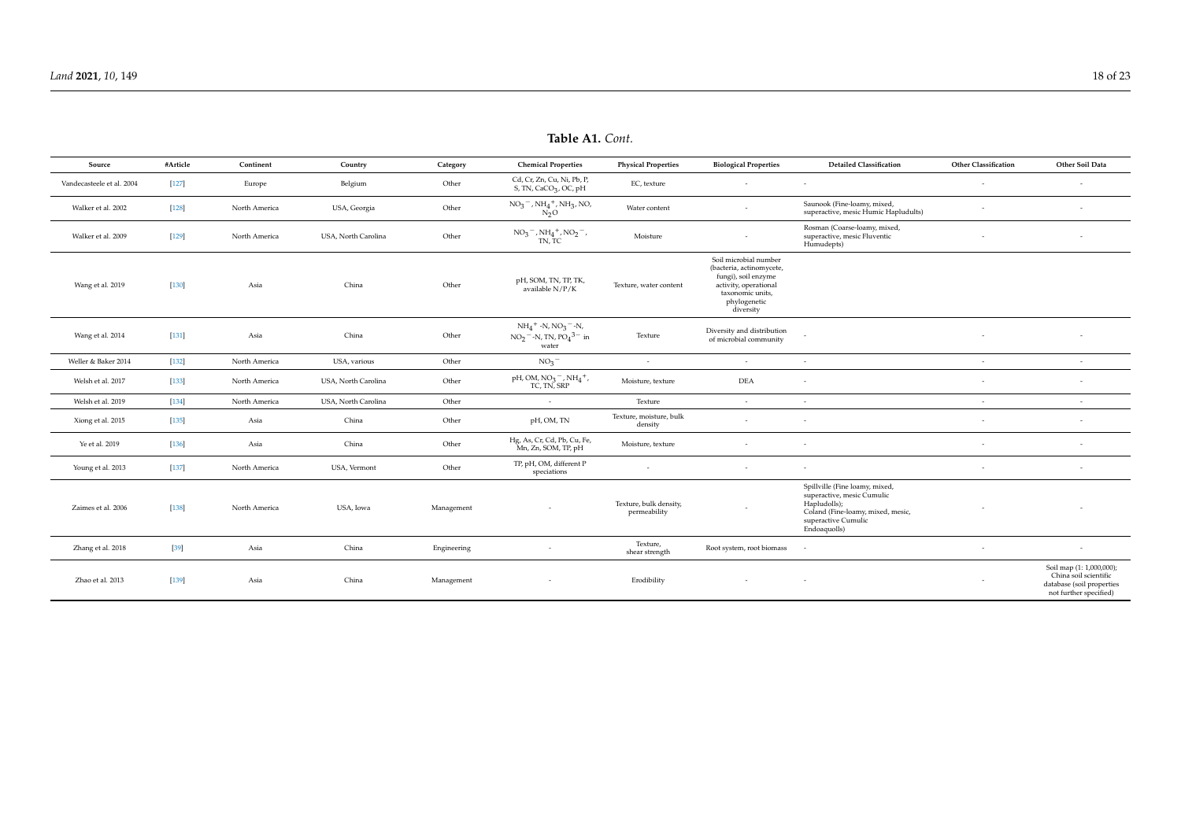**Table A1.** *Cont.*

| Source | #Article | Continent | Country | Category | Chemical Properties | Physical Properties | Biological Properties | Detailed Classification | Other Classification | Other Soil Data |
|---|---|---|---|---|---|---|---|---|---|---|
| Vandecasteele et al. 2004 | [127] | Europe | Belgium | Other | Cd, Cr, Zn, Cu, Ni, Pb, P, S, TN, $CaCO_3$, OC, pH | EC, texture | - | - | - | - |
| Walker et al. 2002 | [128] | North America | USA, Georgia | Other | $NO_3^-$, $NH_4^+$, $NH_3$, NO, $N_2O$ | Water content | - | Saunook (Fine-loamy, mixed, superactive, mesic Humic Hapludults) | - | - |
| Walker et al. 2009 | [129] | North America | USA, North Carolina | Other | $NO_3^-$, $NH_4^+$, $NO_2^-$, TN, TC | Moisture | - | Rosman (Coarse-loamy, mixed, superactive, mesic Fluventic Humudepts) | - | - |
| Wang et al. 2019 | [130] | Asia | China | Other | pH, SOM, TN, TP, TK, available N/P/K | Texture, water content | Soil microbial number (bacteria, actinomycete, fungi), soil enzyme activity, operational taxonomic units, phylogenetic diversity | | | |
| Wang et al. 2014 | [131] | Asia | China | Other | $NH_4^+$ -N, $NO_3^-$-N, $NO_2^-$-N, TN, $PO_4^{3-}$ in water | Texture | Diversity and distribution of microbial community | - | - | - |
| Weller & Baker 2014 | [132] | North America | USA, various | Other | $NO_3^-$ | - | - | - | - | - |
| Welsh et al. 2017 | [133] | North America | USA, North Carolina | Other | pH, OM, $NO_3^-$, $NH_4^+$, TC, TN, SRP | Moisture, texture | DEA | - | - | - |
| Welsh et al. 2019 | [134] | North America | USA, North Carolina | Other | - | Texture | - | - | - | - |
| Xiong et al. 2015 | [135] | Asia | China | Other | pH, OM, TN | Texture, moisture, bulk density | - | - | - | - |
| Ye et al. 2019 | [136] | Asia | China | Other | Hg, As, Cr, Cd, Pb, Cu, Fe, Mn, Zn, SOM, TP, pH | Moisture, texture | - | - | - | - |
| Young et al. 2013 | [137] | North America | USA, Vermont | Other | TP, pH, OM, different P speciations | - | - | - | - | - |
| Zaimes et al. 2006 | [138] | North America | USA, Iowa | Management | - | Texture, bulk density, permeability | - | Spillville (Fine loamy, mixed, superactive, mesic Cumulic Hapludolls); Coland (Fine-loamy, mixed, mesic, superactive Cumulic Endoaquolls) | - | - |
| Zhang et al. 2018 | [39] | Asia | China | Engineering | - | Texture, shear strength | Root system, root biomass | - | - | - |
| Zhao et al. 2013 | [139] | Asia | China | Management | - | Erodibility | - | - | - | Soil map (1: 1,000,000); China soil scientific database (soil properties not further specified) |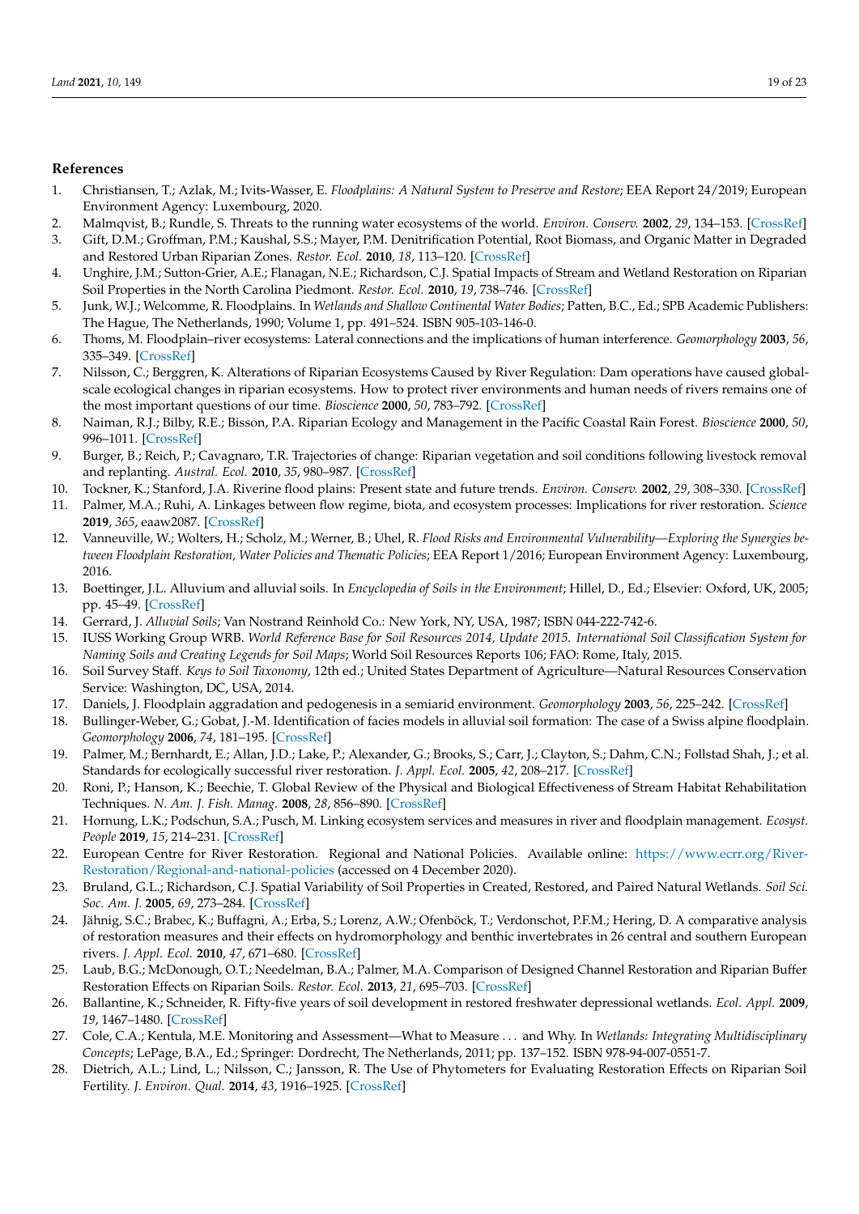## References

1. Christiansen, T.; Azlak, M.; Ivits-Wasser, E. *Floodplains: A Natural System to Preserve and Restore*; EEA Report 24/2019; European Environment Agency: Luxembourg, 2020.
2. Malmqvist, B.; Rundle, S. Threats to the running water ecosystems of the world. *Environ. Conserv.* **2002**, *29*, 134–153. [CrossRef]
3. Gift, D.M.; Groffman, P.M.; Kaushal, S.S.; Mayer, P.M. Denitrification Potential, Root Biomass, and Organic Matter in Degraded and Restored Urban Riparian Zones. *Restor. Ecol.* **2010**, *18*, 113–120. [CrossRef]
4. Unghire, J.M.; Sutton-Grier, A.E.; Flanagan, N.E.; Richardson, C.J. Spatial Impacts of Stream and Wetland Restoration on Riparian Soil Properties in the North Carolina Piedmont. *Restor. Ecol.* **2010**, *19*, 738–746. [CrossRef]
5. Junk, W.J.; Welcomme, R. Floodplains. In *Wetlands and Shallow Continental Water Bodies*; Patten, B.C., Ed.; SPB Academic Publishers: The Hague, The Netherlands, 1990; Volume 1, pp. 491–524. ISBN 905-103-146-0.
6. Thoms, M. Floodplain–river ecosystems: Lateral connections and the implications of human interference. *Geomorphology* **2003**, *56*, 335–349. [CrossRef]
7. Nilsson, C.; Berggren, K. Alterations of Riparian Ecosystems Caused by River Regulation: Dam operations have caused global-scale ecological changes in riparian ecosystems. How to protect river environments and human needs of rivers remains one of the most important questions of our time. *Bioscience* **2000**, *50*, 783–792. [CrossRef]
8. Naiman, R.J.; Bilby, R.E.; Bisson, P.A. Riparian Ecology and Management in the Pacific Coastal Rain Forest. *Bioscience* **2000**, *50*, 996–1011. [CrossRef]
9. Burger, B.; Reich, P.; Cavagnaro, T.R. Trajectories of change: Riparian vegetation and soil conditions following livestock removal and replanting. *Austral. Ecol.* **2010**, *35*, 980–987. [CrossRef]
10. Tockner, K.; Stanford, J.A. Riverine flood plains: Present state and future trends. *Environ. Conserv.* **2002**, *29*, 308–330. [CrossRef]
11. Palmer, M.A.; Ruhi, A. Linkages between flow regime, biota, and ecosystem processes: Implications for river restoration. *Science* **2019**, *365*, eaaw2087. [CrossRef]
12. Vanneuville, W.; Wolters, H.; Scholz, M.; Werner, B.; Uhel, R. *Flood Risks and Environmental Vulnerability—Exploring the Synergies between Floodplain Restoration, Water Policies and Thematic Policies*; EEA Report 1/2016; European Environment Agency: Luxembourg, 2016.
13. Boettinger, J.L. Alluvium and alluvial soils. In *Encyclopedia of Soils in the Environment*; Hillel, D., Ed.; Elsevier: Oxford, UK, 2005; pp. 45–49. [CrossRef]
14. Gerrard, J. *Alluvial Soils*; Van Nostrand Reinhold Co.: New York, NY, USA, 1987; ISBN 044-222-742-6.
15. IUSS Working Group WRB. *World Reference Base for Soil Resources 2014, Update 2015. International Soil Classification System for Naming Soils and Creating Legends for Soil Maps*; World Soil Resources Reports 106; FAO: Rome, Italy, 2015.
16. Soil Survey Staff. *Keys to Soil Taxonomy*, 12th ed.; United States Department of Agriculture—Natural Resources Conservation Service: Washington, DC, USA, 2014.
17. Daniels, J. Floodplain aggradation and pedogenesis in a semiarid environment. *Geomorphology* **2003**, *56*, 225–242. [CrossRef]
18. Bullinger-Weber, G.; Gobat, J.-M. Identification of facies models in alluvial soil formation: The case of a Swiss alpine floodplain. *Geomorphology* **2006**, *74*, 181–195. [CrossRef]
19. Palmer, M.; Bernhardt, E.; Allan, J.D.; Lake, P.; Alexander, G.; Brooks, S.; Carr, J.; Clayton, S.; Dahm, C.N.; Follstad Shah, J.; et al. Standards for ecologically successful river restoration. *J. Appl. Ecol.* **2005**, *42*, 208–217. [CrossRef]
20. Roni, P.; Hanson, K.; Beechie, T. Global Review of the Physical and Biological Effectiveness of Stream Habitat Rehabilitation Techniques. *N. Am. J. Fish. Manag.* **2008**, *28*, 856–890. [CrossRef]
21. Hornung, L.K.; Podschun, S.A.; Pusch, M. Linking ecosystem services and measures in river and floodplain management. *Ecosyst. People* **2019**, *15*, 214–231. [CrossRef]
22. European Centre for River Restoration. Regional and National Policies. Available online: https://www.ecrr.org/River-Restoration/Regional-and-national-policies (accessed on 4 December 2020).
23. Bruland, G.L.; Richardson, C.J. Spatial Variability of Soil Properties in Created, Restored, and Paired Natural Wetlands. *Soil Sci. Soc. Am. J.* **2005**, *69*, 273–284. [CrossRef]
24. Jähnig, S.C.; Brabec, K.; Buffagni, A.; Erba, S.; Lorenz, A.W.; Ofenböck, T.; Verdonschot, P.F.M.; Hering, D. A comparative analysis of restoration measures and their effects on hydromorphology and benthic invertebrates in 26 central and southern European rivers. *J. Appl. Ecol.* **2010**, *47*, 671–680. [CrossRef]
25. Laub, B.G.; McDonough, O.T.; Needelman, B.A.; Palmer, M.A. Comparison of Designed Channel Restoration and Riparian Buffer Restoration Effects on Riparian Soils. *Restor. Ecol.* **2013**, *21*, 695–703. [CrossRef]
26. Ballantine, K.; Schneider, R. Fifty-five years of soil development in restored freshwater depressional wetlands. *Ecol. Appl.* **2009**, *19*, 1467–1480. [CrossRef]
27. Cole, C.A.; Kentula, M.E. Monitoring and Assessment—What to Measure . . . and Why. In *Wetlands: Integrating Multidisciplinary Concepts*; LePage, B.A., Ed.; Springer: Dordrecht, The Netherlands, 2011; pp. 137–152. ISBN 978-94-007-0551-7.
28. Dietrich, A.L.; Lind, L.; Nilsson, C.; Jansson, R. The Use of Phytometers for Evaluating Restoration Effects on Riparian Soil Fertility. *J. Environ. Qual.* **2014**, *43*, 1916–1925. [CrossRef]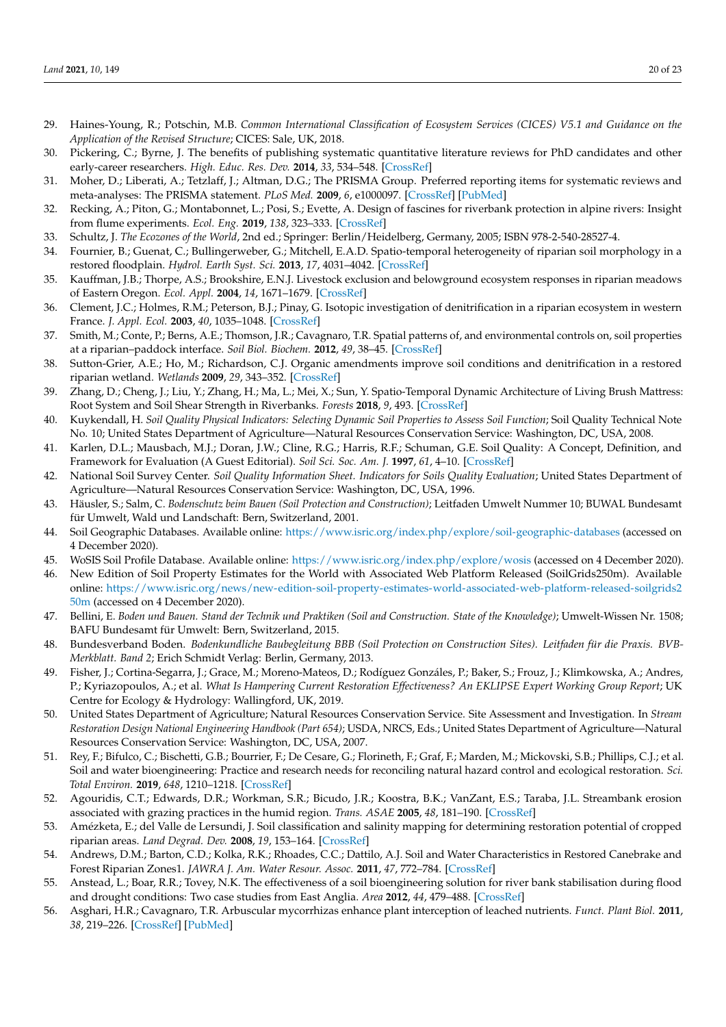29. Haines-Young, R.; Potschin, M.B. *Common International Classification of Ecosystem Services (CICES) V5.1 and Guidance on the Application of the Revised Structure*; CICES: Sale, UK, 2018.
30. Pickering, C.; Byrne, J. The benefits of publishing systematic quantitative literature reviews for PhD candidates and other early-career researchers. *High. Educ. Res. Dev.* **2014**, *33*, 534–548. [CrossRef]
31. Moher, D.; Liberati, A.; Tetzlaff, J.; Altman, D.G.; The PRISMA Group. Preferred reporting items for systematic reviews and meta-analyses: The PRISMA statement. *PLoS Med.* **2009**, *6*, e1000097. [CrossRef] [PubMed]
32. Recking, A.; Piton, G.; Montabonnet, L.; Posi, S.; Evette, A. Design of fascines for riverbank protection in alpine rivers: Insight from flume experiments. *Ecol. Eng.* **2019**, *138*, 323–333. [CrossRef]
33. Schultz, J. *The Ecozones of the World*, 2nd ed.; Springer: Berlin/Heidelberg, Germany, 2005; ISBN 978-2-540-28527-4.
34. Fournier, B.; Guenat, C.; Bullingerweber, G.; Mitchell, E.A.D. Spatio-temporal heterogeneity of riparian soil morphology in a restored floodplain. *Hydrol. Earth Syst. Sci.* **2013**, *17*, 4031–4042. [CrossRef]
35. Kauffman, J.B.; Thorpe, A.S.; Brookshire, E.N.J. Livestock exclusion and belowground ecosystem responses in riparian meadows of Eastern Oregon. *Ecol. Appl.* **2004**, *14*, 1671–1679. [CrossRef]
36. Clement, J.C.; Holmes, R.M.; Peterson, B.J.; Pinay, G. Isotopic investigation of denitrification in a riparian ecosystem in western France. *J. Appl. Ecol.* **2003**, *40*, 1035–1048. [CrossRef]
37. Smith, M.; Conte, P.; Berns, A.E.; Thomson, J.R.; Cavagnaro, T.R. Spatial patterns of, and environmental controls on, soil properties at a riparian–paddock interface. *Soil Biol. Biochem.* **2012**, *49*, 38–45. [CrossRef]
38. Sutton-Grier, A.E.; Ho, M.; Richardson, C.J. Organic amendments improve soil conditions and denitrification in a restored riparian wetland. *Wetlands* **2009**, *29*, 343–352. [CrossRef]
39. Zhang, D.; Cheng, J.; Liu, Y.; Zhang, H.; Ma, L.; Mei, X.; Sun, Y. Spatio-Temporal Dynamic Architecture of Living Brush Mattress: Root System and Soil Shear Strength in Riverbanks. *Forests* **2018**, *9*, 493. [CrossRef]
40. Kuykendall, H. *Soil Quality Physical Indicators: Selecting Dynamic Soil Properties to Assess Soil Function*; Soil Quality Technical Note No. 10; United States Department of Agriculture—Natural Resources Conservation Service: Washington, DC, USA, 2008.
41. Karlen, D.L.; Mausbach, M.J.; Doran, J.W.; Cline, R.G.; Harris, R.F.; Schuman, G.E. Soil Quality: A Concept, Definition, and Framework for Evaluation (A Guest Editorial). *Soil Sci. Soc. Am. J.* **1997**, *61*, 4–10. [CrossRef]
42. National Soil Survey Center. *Soil Quality Information Sheet. Indicators for Soils Quality Evaluation*; United States Department of Agriculture—Natural Resources Conservation Service: Washington, DC, USA, 1996.
43. Häusler, S.; Salm, C. *Bodenschutz beim Bauen (Soil Protection and Construction)*; Leitfaden Umwelt Nummer 10; BUWAL Bundesamt für Umwelt, Wald und Landschaft: Bern, Switzerland, 2001.
44. Soil Geographic Databases. Available online: https://www.isric.org/index.php/explore/soil-geographic-databases (accessed on 4 December 2020).
45. WoSIS Soil Profile Database. Available online: https://www.isric.org/index.php/explore/wosis (accessed on 4 December 2020).
46. New Edition of Soil Property Estimates for the World with Associated Web Platform Released (SoilGrids250m). Available online: https://www.isric.org/news/new-edition-soil-property-estimates-world-associated-web-platform-released-soilgrids250m (accessed on 4 December 2020).
47. Bellini, E. *Boden und Bauen. Stand der Technik und Praktiken (Soil and Construction. State of the Knowledge)*; Umwelt-Wissen Nr. 1508; BAFU Bundesamt für Umwelt: Bern, Switzerland, 2015.
48. Bundesverband Boden. *Bodenkundliche Baubegleitung BBB (Soil Protection on Construction Sites). Leitfaden für die Praxis. BVB-Merkblatt. Band 2*; Erich Schmidt Verlag: Berlin, Germany, 2013.
49. Fisher, J.; Cortina-Segarra, J.; Grace, M.; Moreno-Mateos, D.; Rodíguez Gonzáles, P.; Baker, S.; Frouz, J.; Klimkowska, A.; Andres, P.; Kyriazopoulos, A.; et al. *What Is Hampering Current Restoration Effectiveness? An EKLIPSE Expert Working Group Report*; UK Centre for Ecology & Hydrology: Wallingford, UK, 2019.
50. United States Department of Agriculture; Natural Resources Conservation Service. Site Assessment and Investigation. In *Stream Restoration Design National Engineering Handbook (Part 654)*; USDA, NRCS, Eds.; United States Department of Agriculture—Natural Resources Conservation Service: Washington, DC, USA, 2007.
51. Rey, F.; Bifulco, C.; Bischetti, G.B.; Bourrier, F.; De Cesare, G.; Florineth, F.; Graf, F.; Marden, M.; Mickovski, S.B.; Phillips, C.J.; et al. Soil and water bioengineering: Practice and research needs for reconciling natural hazard control and ecological restoration. *Sci. Total Environ.* **2019**, *648*, 1210–1218. [CrossRef]
52. Agouridis, C.T.; Edwards, D.R.; Workman, S.R.; Bicudo, J.R.; Koostra, B.K.; VanZant, E.S.; Taraba, J.L. Streambank erosion associated with grazing practices in the humid region. *Trans. ASAE* **2005**, *48*, 181–190. [CrossRef]
53. Amézketa, E.; del Valle de Lersundi, J. Soil classification and salinity mapping for determining restoration potential of cropped riparian areas. *Land Degrad. Dev.* **2008**, *19*, 153–164. [CrossRef]
54. Andrews, D.M.; Barton, C.D.; Kolka, R.K.; Rhoades, C.C.; Dattilo, A.J. Soil and Water Characteristics in Restored Canebrake and Forest Riparian Zones1. *JAWRA J. Am. Water Resour. Assoc.* **2011**, *47*, 772–784. [CrossRef]
55. Anstead, L.; Boar, R.R.; Tovey, N.K. The effectiveness of a soil bioengineering solution for river bank stabilisation during flood and drought conditions: Two case studies from East Anglia. *Area* **2012**, *44*, 479–488. [CrossRef]
56. Asghari, H.R.; Cavagnaro, T.R. Arbuscular mycorrhizas enhance plant interception of leached nutrients. *Funct. Plant Biol.* **2011**, *38*, 219–226. [CrossRef] [PubMed]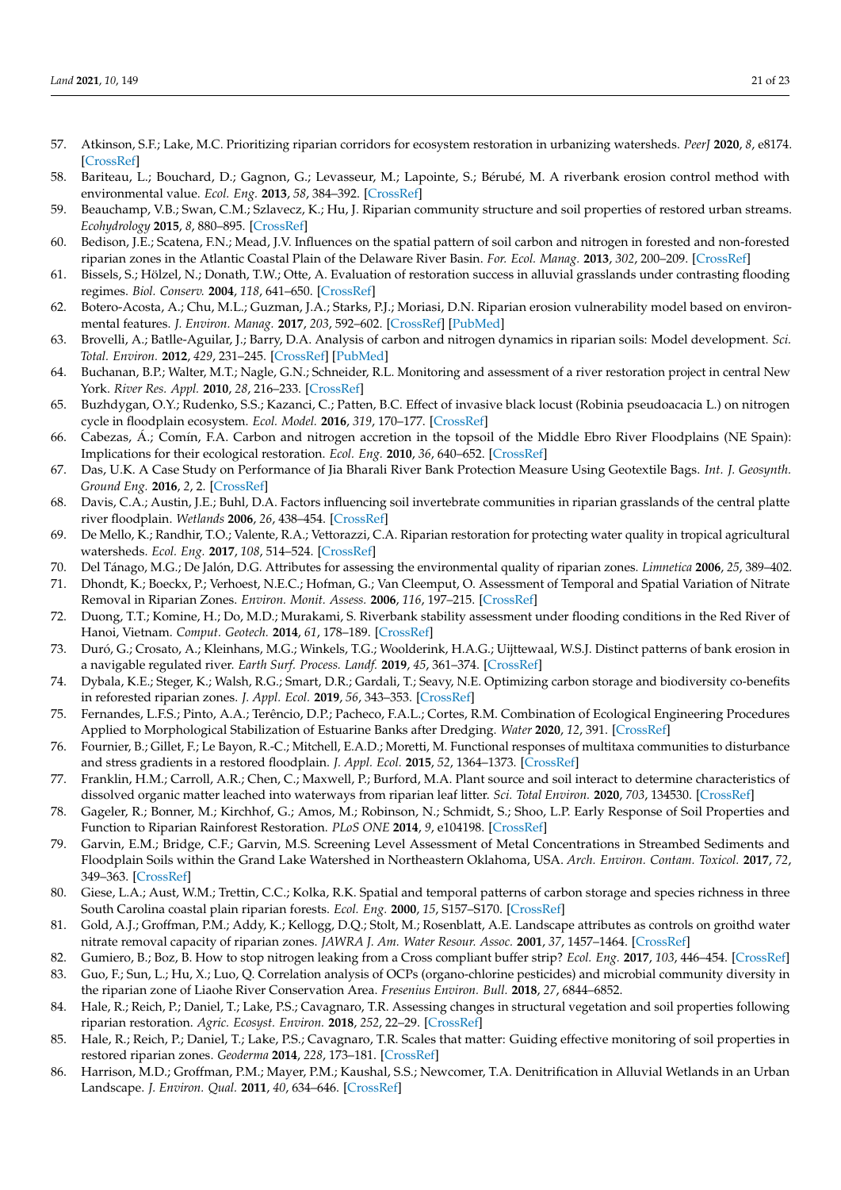57. Atkinson, S.F.; Lake, M.C. Prioritizing riparian corridors for ecosystem restoration in urbanizing watersheds. *PeerJ* **2020**, *8*, e8174. [CrossRef]
58. Bariteau, L.; Bouchard, D.; Gagnon, G.; Levasseur, M.; Lapointe, S.; Bérubé, M. A riverbank erosion control method with environmental value. *Ecol. Eng.* **2013**, *58*, 384–392. [CrossRef]
59. Beauchamp, V.B.; Swan, C.M.; Szlavecz, K.; Hu, J. Riparian community structure and soil properties of restored urban streams. *Ecohydrology* **2015**, *8*, 880–895. [CrossRef]
60. Bedison, J.E.; Scatena, F.N.; Mead, J.V. Influences on the spatial pattern of soil carbon and nitrogen in forested and non-forested riparian zones in the Atlantic Coastal Plain of the Delaware River Basin. *For. Ecol. Manag.* **2013**, *302*, 200–209. [CrossRef]
61. Bissels, S.; Hölzel, N.; Donath, T.W.; Otte, A. Evaluation of restoration success in alluvial grasslands under contrasting flooding regimes. *Biol. Conserv.* **2004**, *118*, 641–650. [CrossRef]
62. Botero-Acosta, A.; Chu, M.L.; Guzman, J.A.; Starks, P.J.; Moriasi, D.N. Riparian erosion vulnerability model based on environmental features. *J. Environ. Manag.* **2017**, *203*, 592–602. [CrossRef] [PubMed]
63. Brovelli, A.; Batlle-Aguilar, J.; Barry, D.A. Analysis of carbon and nitrogen dynamics in riparian soils: Model development. *Sci. Total. Environ.* **2012**, *429*, 231–245. [CrossRef] [PubMed]
64. Buchanan, B.P.; Walter, M.T.; Nagle, G.N.; Schneider, R.L. Monitoring and assessment of a river restoration project in central New York. *River Res. Appl.* **2010**, *28*, 216–233. [CrossRef]
65. Buzhdygan, O.Y.; Rudenko, S.S.; Kazanci, C.; Patten, B.C. Effect of invasive black locust (Robinia pseudoacacia L.) on nitrogen cycle in floodplain ecosystem. *Ecol. Model.* **2016**, *319*, 170–177. [CrossRef]
66. Cabezas, Á.; Comín, F.A. Carbon and nitrogen accretion in the topsoil of the Middle Ebro River Floodplains (NE Spain): Implications for their ecological restoration. *Ecol. Eng.* **2010**, *36*, 640–652. [CrossRef]
67. Das, U.K. A Case Study on Performance of Jia Bharali River Bank Protection Measure Using Geotextile Bags. *Int. J. Geosynth. Ground Eng.* **2016**, *2*, 2. [CrossRef]
68. Davis, C.A.; Austin, J.E.; Buhl, D.A. Factors influencing soil invertebrate communities in riparian grasslands of the central platte river floodplain. *Wetlands* **2006**, *26*, 438–454. [CrossRef]
69. De Mello, K.; Randhir, T.O.; Valente, R.A.; Vettorazzi, C.A. Riparian restoration for protecting water quality in tropical agricultural watersheds. *Ecol. Eng.* **2017**, *108*, 514–524. [CrossRef]
70. Del Tánago, M.G.; De Jalón, D.G. Attributes for assessing the environmental quality of riparian zones. *Limnetica* **2006**, *25*, 389–402.
71. Dhondt, K.; Boeckx, P.; Verhoest, N.E.C.; Hofman, G.; Van Cleemput, O. Assessment of Temporal and Spatial Variation of Nitrate Removal in Riparian Zones. *Environ. Monit. Assess.* **2006**, *116*, 197–215. [CrossRef]
72. Duong, T.T.; Komine, H.; Do, M.D.; Murakami, S. Riverbank stability assessment under flooding conditions in the Red River of Hanoi, Vietnam. *Comput. Geotech.* **2014**, *61*, 178–189. [CrossRef]
73. Duró, G.; Crosato, A.; Kleinhans, M.G.; Winkels, T.G.; Woolderink, H.A.G.; Uijttewaal, W.S.J. Distinct patterns of bank erosion in a navigable regulated river. *Earth Surf. Process. Landf.* **2019**, *45*, 361–374. [CrossRef]
74. Dybala, K.E.; Steger, K.; Walsh, R.G.; Smart, D.R.; Gardali, T.; Seavy, N.E. Optimizing carbon storage and biodiversity co-benefits in reforested riparian zones. *J. Appl. Ecol.* **2019**, *56*, 343–353. [CrossRef]
75. Fernandes, L.F.S.; Pinto, A.A.; Terêncio, D.P.; Pacheco, F.A.L.; Cortes, R.M. Combination of Ecological Engineering Procedures Applied to Morphological Stabilization of Estuarine Banks after Dredging. *Water* **2020**, *12*, 391. [CrossRef]
76. Fournier, B.; Gillet, F.; Le Bayon, R.-C.; Mitchell, E.A.D.; Moretti, M. Functional responses of multitaxa communities to disturbance and stress gradients in a restored floodplain. *J. Appl. Ecol.* **2015**, *52*, 1364–1373. [CrossRef]
77. Franklin, H.M.; Carroll, A.R.; Chen, C.; Maxwell, P.; Burford, M.A. Plant source and soil interact to determine characteristics of dissolved organic matter leached into waterways from riparian leaf litter. *Sci. Total Environ.* **2020**, *703*, 134530. [CrossRef]
78. Gageler, R.; Bonner, M.; Kirchhof, G.; Amos, M.; Robinson, N.; Schmidt, S.; Shoo, L.P. Early Response of Soil Properties and Function to Riparian Rainforest Restoration. *PLoS ONE* **2014**, *9*, e104198. [CrossRef]
79. Garvin, E.M.; Bridge, C.F.; Garvin, M.S. Screening Level Assessment of Metal Concentrations in Streambed Sediments and Floodplain Soils within the Grand Lake Watershed in Northeastern Oklahoma, USA. *Arch. Environ. Contam. Toxicol.* **2017**, *72*, 349–363. [CrossRef]
80. Giese, L.A.; Aust, W.M.; Trettin, C.C.; Kolka, R.K. Spatial and temporal patterns of carbon storage and species richness in three South Carolina coastal plain riparian forests. *Ecol. Eng.* **2000**, *15*, S157–S170. [CrossRef]
81. Gold, A.J.; Groffman, P.M.; Addy, K.; Kellogg, D.Q.; Stolt, M.; Rosenblatt, A.E. Landscape attributes as controls on groithd water nitrate removal capacity of riparian zones. *JAWRA J. Am. Water Resour. Assoc.* **2001**, *37*, 1457–1464. [CrossRef]
82. Gumiero, B.; Boz, B. How to stop nitrogen leaking from a Cross compliant buffer strip? *Ecol. Eng.* **2017**, *103*, 446–454. [CrossRef]
83. Guo, F.; Sun, L.; Hu, X.; Luo, Q. Correlation analysis of OCPs (organo-chlorine pesticides) and microbial community diversity in the riparian zone of Liaohe River Conservation Area. *Fresenius Environ. Bull.* **2018**, *27*, 6844–6852.
84. Hale, R.; Reich, P.; Daniel, T.; Lake, P.S.; Cavagnaro, T.R. Assessing changes in structural vegetation and soil properties following riparian restoration. *Agric. Ecosyst. Environ.* **2018**, *252*, 22–29. [CrossRef]
85. Hale, R.; Reich, P.; Daniel, T.; Lake, P.S.; Cavagnaro, T.R. Scales that matter: Guiding effective monitoring of soil properties in restored riparian zones. *Geoderma* **2014**, *228*, 173–181. [CrossRef]
86. Harrison, M.D.; Groffman, P.M.; Mayer, P.M.; Kaushal, S.S.; Newcomer, T.A. Denitrification in Alluvial Wetlands in an Urban Landscape. *J. Environ. Qual.* **2011**, *40*, 634–646. [CrossRef]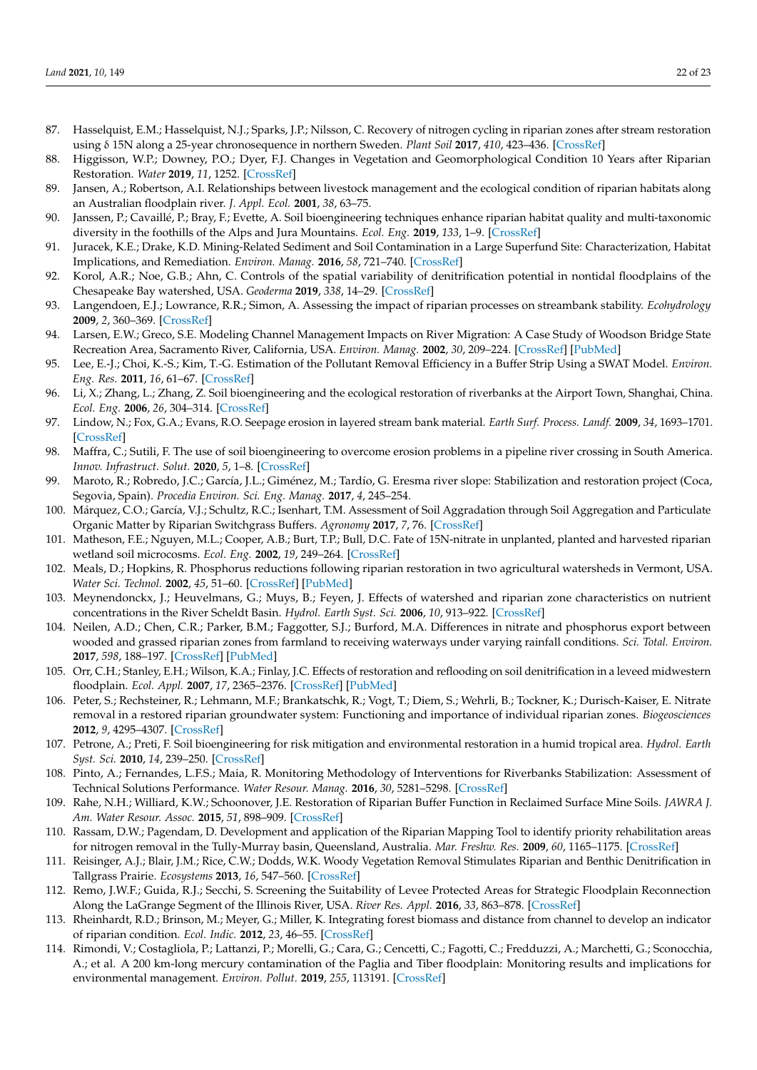87. Hasselquist, E.M.; Hasselquist, N.J.; Sparks, J.P.; Nilsson, C. Recovery of nitrogen cycling in riparian zones after stream restoration using δ 15N along a 25-year chronosequence in northern Sweden. *Plant Soil* **2017**, *410*, 423–436. [CrossRef]
88. Higgisson, W.P.; Downey, P.O.; Dyer, F.J. Changes in Vegetation and Geomorphological Condition 10 Years after Riparian Restoration. *Water* **2019**, *11*, 1252. [CrossRef]
89. Jansen, A.; Robertson, A.I. Relationships between livestock management and the ecological condition of riparian habitats along an Australian floodplain river. *J. Appl. Ecol.* **2001**, *38*, 63–75.
90. Janssen, P.; Cavaillé, P.; Bray, F.; Evette, A. Soil bioengineering techniques enhance riparian habitat quality and multi-taxonomic diversity in the foothills of the Alps and Jura Mountains. *Ecol. Eng.* **2019**, *133*, 1–9. [CrossRef]
91. Juracek, K.E.; Drake, K.D. Mining-Related Sediment and Soil Contamination in a Large Superfund Site: Characterization, Habitat Implications, and Remediation. *Environ. Manag.* **2016**, *58*, 721–740. [CrossRef]
92. Korol, A.R.; Noe, G.B.; Ahn, C. Controls of the spatial variability of denitrification potential in nontidal floodplains of the Chesapeake Bay watershed, USA. *Geoderma* **2019**, *338*, 14–29. [CrossRef]
93. Langendoen, E.J.; Lowrance, R.R.; Simon, A. Assessing the impact of riparian processes on streambank stability. *Ecohydrology* **2009**, *2*, 360–369. [CrossRef]
94. Larsen, E.W.; Greco, S.E. Modeling Channel Management Impacts on River Migration: A Case Study of Woodson Bridge State Recreation Area, Sacramento River, California, USA. *Environ. Manag.* **2002**, *30*, 209–224. [CrossRef] [PubMed]
95. Lee, E.-J.; Choi, K.-S.; Kim, T.-G. Estimation of the Pollutant Removal Efficiency in a Buffer Strip Using a SWAT Model. *Environ. Eng. Res.* **2011**, *16*, 61–67. [CrossRef]
96. Li, X.; Zhang, L.; Zhang, Z. Soil bioengineering and the ecological restoration of riverbanks at the Airport Town, Shanghai, China. *Ecol. Eng.* **2006**, *26*, 304–314. [CrossRef]
97. Lindow, N.; Fox, G.A.; Evans, R.O. Seepage erosion in layered stream bank material. *Earth Surf. Process. Landf.* **2009**, *34*, 1693–1701. [CrossRef]
98. Maffra, C.; Sutili, F. The use of soil bioengineering to overcome erosion problems in a pipeline river crossing in South America. *Innov. Infrastruct. Solut.* **2020**, *5*, 1–8. [CrossRef]
99. Maroto, R.; Robredo, J.C.; García, J.L.; Giménez, M.; Tardío, G. Eresma river slope: Stabilization and restoration project (Coca, Segovia, Spain). *Procedia Environ. Sci. Eng. Manag.* **2017**, *4*, 245–254.
100. Márquez, C.O.; García, V.J.; Schultz, R.C.; Isenhart, T.M. Assessment of Soil Aggradation through Soil Aggregation and Particulate Organic Matter by Riparian Switchgrass Buffers. *Agronomy* **2017**, *7*, 76. [CrossRef]
101. Matheson, F.E.; Nguyen, M.L.; Cooper, A.B.; Burt, T.P.; Bull, D.C. Fate of 15N-nitrate in unplanted, planted and harvested riparian wetland soil microcosms. *Ecol. Eng.* **2002**, *19*, 249–264. [CrossRef]
102. Meals, D.; Hopkins, R. Phosphorus reductions following riparian restoration in two agricultural watersheds in Vermont, USA. *Water Sci. Technol.* **2002**, *45*, 51–60. [CrossRef] [PubMed]
103. Meynendonckx, J.; Heuvelmans, G.; Muys, B.; Feyen, J. Effects of watershed and riparian zone characteristics on nutrient concentrations in the River Scheldt Basin. *Hydrol. Earth Syst. Sci.* **2006**, *10*, 913–922. [CrossRef]
104. Neilen, A.D.; Chen, C.R.; Parker, B.M.; Faggotter, S.J.; Burford, M.A. Differences in nitrate and phosphorus export between wooded and grassed riparian zones from farmland to receiving waterways under varying rainfall conditions. *Sci. Total. Environ.* **2017**, *598*, 188–197. [CrossRef] [PubMed]
105. Orr, C.H.; Stanley, E.H.; Wilson, K.A.; Finlay, J.C. Effects of restoration and reflooding on soil denitrification in a leveed midwestern floodplain. *Ecol. Appl.* **2007**, *17*, 2365–2376. [CrossRef] [PubMed]
106. Peter, S.; Rechsteiner, R.; Lehmann, M.F.; Brankatschk, R.; Vogt, T.; Diem, S.; Wehrli, B.; Tockner, K.; Durisch-Kaiser, E. Nitrate removal in a restored riparian groundwater system: Functioning and importance of individual riparian zones. *Biogeosciences* **2012**, *9*, 4295–4307. [CrossRef]
107. Petrone, A.; Preti, F. Soil bioengineering for risk mitigation and environmental restoration in a humid tropical area. *Hydrol. Earth Syst. Sci.* **2010**, *14*, 239–250. [CrossRef]
108. Pinto, A.; Fernandes, L.F.S.; Maia, R. Monitoring Methodology of Interventions for Riverbanks Stabilization: Assessment of Technical Solutions Performance. *Water Resour. Manag.* **2016**, *30*, 5281–5298. [CrossRef]
109. Rahe, N.H.; Williard, K.W.; Schoonover, J.E. Restoration of Riparian Buffer Function in Reclaimed Surface Mine Soils. *JAWRA J. Am. Water Resour. Assoc.* **2015**, *51*, 898–909. [CrossRef]
110. Rassam, D.W.; Pagendam, D. Development and application of the Riparian Mapping Tool to identify priority rehabilitation areas for nitrogen removal in the Tully-Murray basin, Queensland, Australia. *Mar. Freshw. Res.* **2009**, *60*, 1165–1175. [CrossRef]
111. Reisinger, A.J.; Blair, J.M.; Rice, C.W.; Dodds, W.K. Woody Vegetation Removal Stimulates Riparian and Benthic Denitrification in Tallgrass Prairie. *Ecosystems* **2013**, *16*, 547–560. [CrossRef]
112. Remo, J.W.F.; Guida, R.J.; Secchi, S. Screening the Suitability of Levee Protected Areas for Strategic Floodplain Reconnection Along the LaGrange Segment of the Illinois River, USA. *River Res. Appl.* **2016**, *33*, 863–878. [CrossRef]
113. Rheinhardt, R.D.; Brinson, M.; Meyer, G.; Miller, K. Integrating forest biomass and distance from channel to develop an indicator of riparian condition. *Ecol. Indic.* **2012**, *23*, 46–55. [CrossRef]
114. Rimondi, V.; Costagliola, P.; Lattanzi, P.; Morelli, G.; Cara, G.; Cencetti, C.; Fagotti, C.; Fredduzzi, A.; Marchetti, G.; Sconocchia, A.; et al. A 200 km-long mercury contamination of the Paglia and Tiber floodplain: Monitoring results and implications for environmental management. *Environ. Pollut.* **2019**, *255*, 113191. [CrossRef]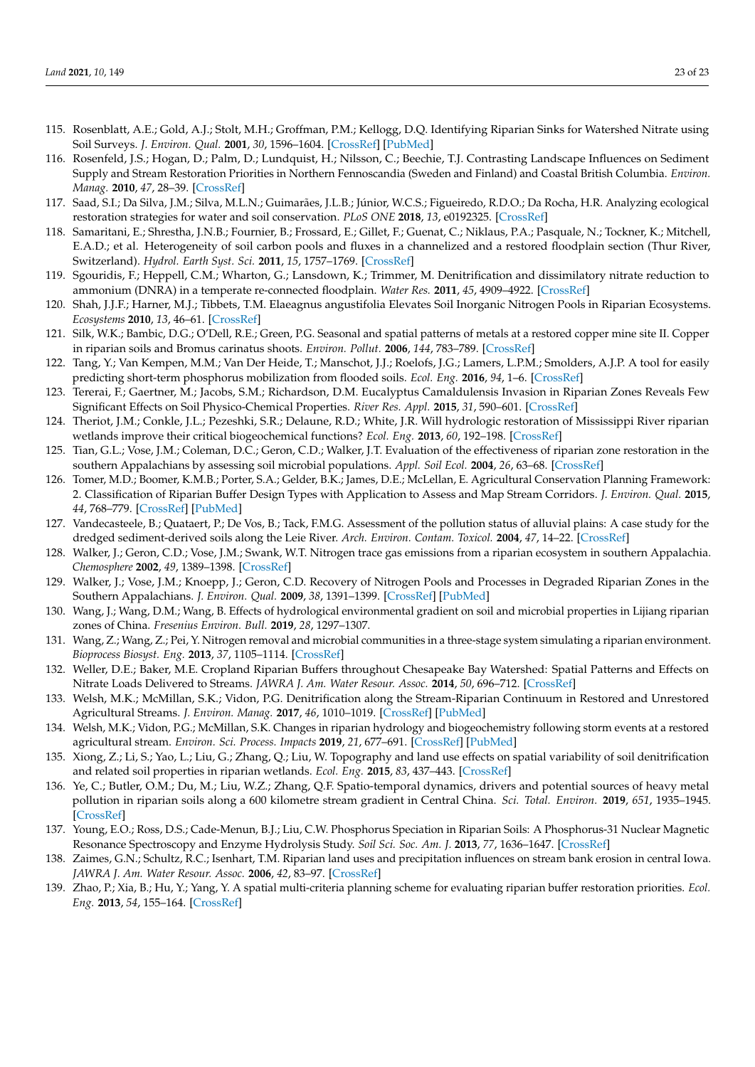115. Rosenblatt, A.E.; Gold, A.J.; Stolt, M.H.; Groffman, P.M.; Kellogg, D.Q. Identifying Riparian Sinks for Watershed Nitrate using Soil Surveys. *J. Environ. Qual.* **2001**, *30*, 1596–1604. [CrossRef] [PubMed]
116. Rosenfeld, J.S.; Hogan, D.; Palm, D.; Lundquist, H.; Nilsson, C.; Beechie, T.J. Contrasting Landscape Influences on Sediment Supply and Stream Restoration Priorities in Northern Fennoscandia (Sweden and Finland) and Coastal British Columbia. *Environ. Manag.* **2010**, *47*, 28–39. [CrossRef]
117. Saad, S.I.; Da Silva, J.M.; Silva, M.L.N.; Guimarães, J.L.B.; Júnior, W.C.S.; Figueiredo, R.D.O.; Da Rocha, H.R. Analyzing ecological restoration strategies for water and soil conservation. *PLoS ONE* **2018**, *13*, e0192325. [CrossRef]
118. Samaritani, E.; Shrestha, J.N.B.; Fournier, B.; Frossard, E.; Gillet, F.; Guenat, C.; Niklaus, P.A.; Pasquale, N.; Tockner, K.; Mitchell, E.A.D.; et al. Heterogeneity of soil carbon pools and fluxes in a channelized and a restored floodplain section (Thur River, Switzerland). *Hydrol. Earth Syst. Sci.* **2011**, *15*, 1757–1769. [CrossRef]
119. Sgouridis, F.; Heppell, C.M.; Wharton, G.; Lansdown, K.; Trimmer, M. Denitrification and dissimilatory nitrate reduction to ammonium (DNRA) in a temperate re-connected floodplain. *Water Res.* **2011**, *45*, 4909–4922. [CrossRef]
120. Shah, J.J.F.; Harner, M.J.; Tibbets, T.M. Elaeagnus angustifolia Elevates Soil Inorganic Nitrogen Pools in Riparian Ecosystems. *Ecosystems* **2010**, *13*, 46–61. [CrossRef]
121. Silk, W.K.; Bambic, D.G.; O'Dell, R.E.; Green, P.G. Seasonal and spatial patterns of metals at a restored copper mine site II. Copper in riparian soils and Bromus carinatus shoots. *Environ. Pollut.* **2006**, *144*, 783–789. [CrossRef]
122. Tang, Y.; Van Kempen, M.M.; Van Der Heide, T.; Manschot, J.J.; Roelofs, J.G.; Lamers, L.P.M.; Smolders, A.J.P. A tool for easily predicting short-term phosphorus mobilization from flooded soils. *Ecol. Eng.* **2016**, *94*, 1–6. [CrossRef]
123. Tererai, F.; Gaertner, M.; Jacobs, S.M.; Richardson, D.M. Eucalyptus Camaldulensis Invasion in Riparian Zones Reveals Few Significant Effects on Soil Physico-Chemical Properties. *River Res. Appl.* **2015**, *31*, 590–601. [CrossRef]
124. Theriot, J.M.; Conkle, J.L.; Pezeshki, S.R.; Delaune, R.D.; White, J.R. Will hydrologic restoration of Mississippi River riparian wetlands improve their critical biogeochemical functions? *Ecol. Eng.* **2013**, *60*, 192–198. [CrossRef]
125. Tian, G.L.; Vose, J.M.; Coleman, D.C.; Geron, C.D.; Walker, J.T. Evaluation of the effectiveness of riparian zone restoration in the southern Appalachians by assessing soil microbial populations. *Appl. Soil Ecol.* **2004**, *26*, 63–68. [CrossRef]
126. Tomer, M.D.; Boomer, K.M.B.; Porter, S.A.; Gelder, B.K.; James, D.E.; McLellan, E. Agricultural Conservation Planning Framework: 2. Classification of Riparian Buffer Design Types with Application to Assess and Map Stream Corridors. *J. Environ. Qual.* **2015**, *44*, 768–779. [CrossRef] [PubMed]
127. Vandecasteele, B.; Quataert, P.; De Vos, B.; Tack, F.M.G. Assessment of the pollution status of alluvial plains: A case study for the dredged sediment-derived soils along the Leie River. *Arch. Environ. Contam. Toxicol.* **2004**, *47*, 14–22. [CrossRef]
128. Walker, J.; Geron, C.D.; Vose, J.M.; Swank, W.T. Nitrogen trace gas emissions from a riparian ecosystem in southern Appalachia. *Chemosphere* **2002**, *49*, 1389–1398. [CrossRef]
129. Walker, J.; Vose, J.M.; Knoepp, J.; Geron, C.D. Recovery of Nitrogen Pools and Processes in Degraded Riparian Zones in the Southern Appalachians. *J. Environ. Qual.* **2009**, *38*, 1391–1399. [CrossRef] [PubMed]
130. Wang, J.; Wang, D.M.; Wang, B. Effects of hydrological environmental gradient on soil and microbial properties in Lijiang riparian zones of China. *Fresenius Environ. Bull.* **2019**, *28*, 1297–1307.
131. Wang, Z.; Wang, Z.; Pei, Y. Nitrogen removal and microbial communities in a three-stage system simulating a riparian environment. *Bioprocess Biosyst. Eng.* **2013**, *37*, 1105–1114. [CrossRef]
132. Weller, D.E.; Baker, M.E. Cropland Riparian Buffers throughout Chesapeake Bay Watershed: Spatial Patterns and Effects on Nitrate Loads Delivered to Streams. *JAWRA J. Am. Water Resour. Assoc.* **2014**, *50*, 696–712. [CrossRef]
133. Welsh, M.K.; McMillan, S.K.; Vidon, P.G. Denitrification along the Stream-Riparian Continuum in Restored and Unrestored Agricultural Streams. *J. Environ. Manag.* **2017**, *46*, 1010–1019. [CrossRef] [PubMed]
134. Welsh, M.K.; Vidon, P.G.; McMillan, S.K. Changes in riparian hydrology and biogeochemistry following storm events at a restored agricultural stream. *Environ. Sci. Process. Impacts* **2019**, *21*, 677–691. [CrossRef] [PubMed]
135. Xiong, Z.; Li, S.; Yao, L.; Liu, G.; Zhang, Q.; Liu, W. Topography and land use effects on spatial variability of soil denitrification and related soil properties in riparian wetlands. *Ecol. Eng.* **2015**, *83*, 437–443. [CrossRef]
136. Ye, C.; Butler, O.M.; Du, M.; Liu, W.Z.; Zhang, Q.F. Spatio-temporal dynamics, drivers and potential sources of heavy metal pollution in riparian soils along a 600 kilometre stream gradient in Central China. *Sci. Total. Environ.* **2019**, *651*, 1935–1945. [CrossRef]
137. Young, E.O.; Ross, D.S.; Cade-Menun, B.J.; Liu, C.W. Phosphorus Speciation in Riparian Soils: A Phosphorus-31 Nuclear Magnetic Resonance Spectroscopy and Enzyme Hydrolysis Study. *Soil Sci. Soc. Am. J.* **2013**, *77*, 1636–1647. [CrossRef]
138. Zaimes, G.N.; Schultz, R.C.; Isenhart, T.M. Riparian land uses and precipitation influences on stream bank erosion in central Iowa. *JAWRA J. Am. Water Resour. Assoc.* **2006**, *42*, 83–97. [CrossRef]
139. Zhao, P.; Xia, B.; Hu, Y.; Yang, Y. A spatial multi-criteria planning scheme for evaluating riparian buffer restoration priorities. *Ecol. Eng.* **2013**, *54*, 155–164. [CrossRef]